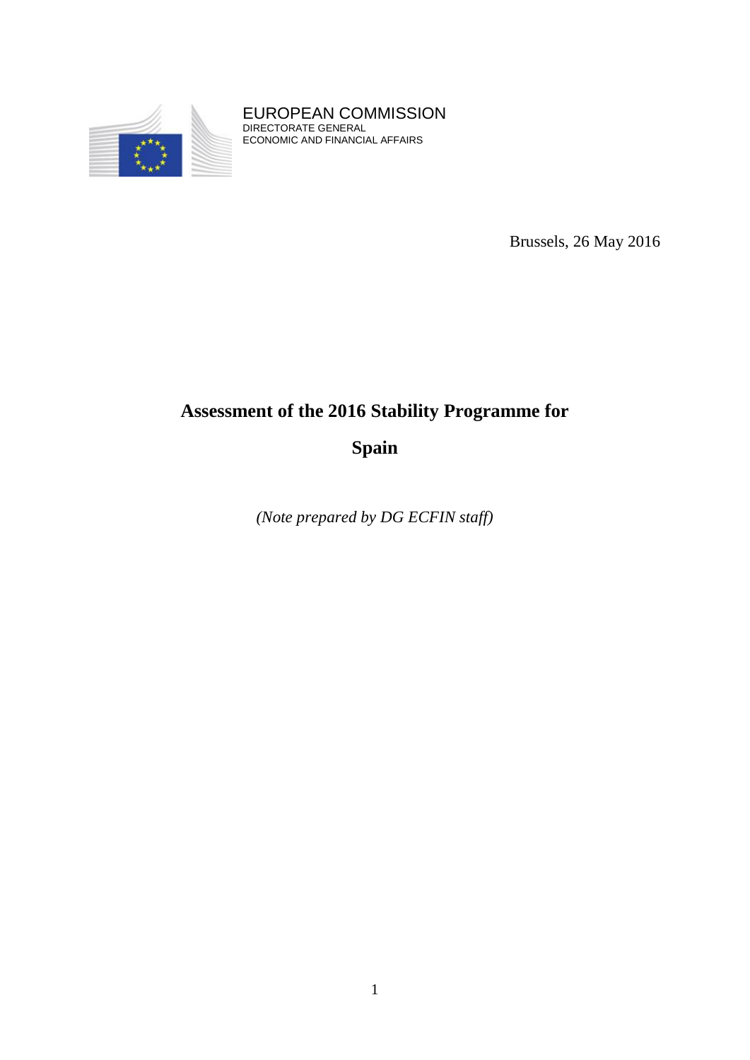EUROPEAN COMMISSION
DIRECTORATE GENERAL
ECONOMIC AND FINANCIAL AFFAIRS

Brussels, 26 May 2016

# Assessment of the 2016 Stability Programme for Spain

*(Note prepared by DG ECFIN staff)*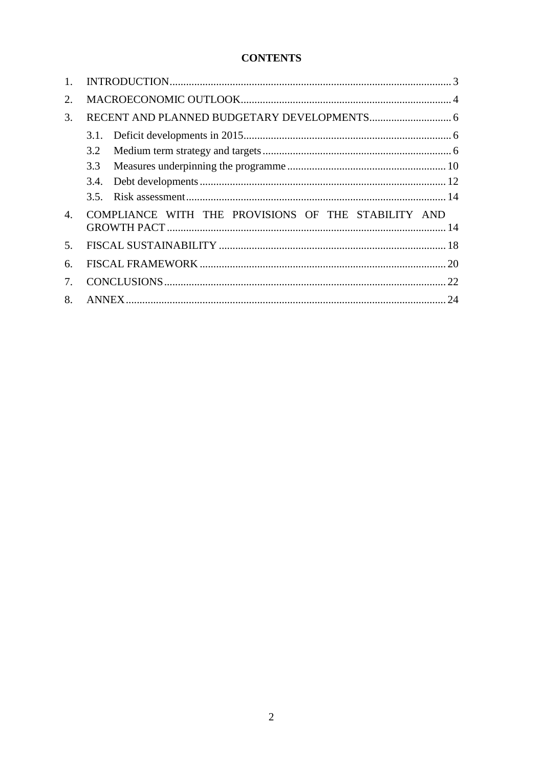**CONTENTS**

1. INTRODUCTION ........................................................................................... 3
2. MACROECONOMIC OUTLOOK ........................................................................... 4
3. RECENT AND PLANNED BUDGETARY DEVELOPMENTS ............................................. 6
   - 3.1. Deficit developments in 2015 ......................................................... 6
   - 3.2 Medium term strategy and targets ..................................................... 6
   - 3.3 Measures underpinning the programme ................................................ 10
   - 3.4. Debt developments .................................................................... 12
   - 3.5. Risk assessment ...................................................................... 14
4. COMPLIANCE WITH THE PROVISIONS OF THE STABILITY AND GROWTH PACT ........................ 14
5. FISCAL SUSTAINABILITY .................................................................................. 18
6. FISCAL FRAMEWORK ........................................................................................ 20
7. CONCLUSIONS ................................................................................................ 22
8. ANNEX .......................................................................................................... 24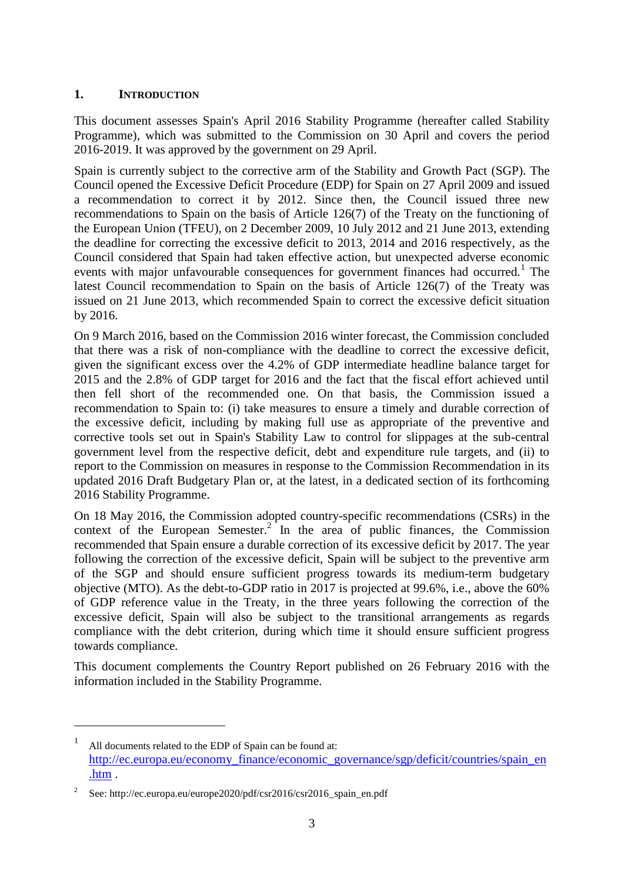## 1. INTRODUCTION

This document assesses Spain's April 2016 Stability Programme (hereafter called Stability Programme), which was submitted to the Commission on 30 April and covers the period 2016-2019. It was approved by the government on 29 April.

Spain is currently subject to the corrective arm of the Stability and Growth Pact (SGP). The Council opened the Excessive Deficit Procedure (EDP) for Spain on 27 April 2009 and issued a recommendation to correct it by 2012. Since then, the Council issued three new recommendations to Spain on the basis of Article 126(7) of the Treaty on the functioning of the European Union (TFEU), on 2 December 2009, 10 July 2012 and 21 June 2013, extending the deadline for correcting the excessive deficit to 2013, 2014 and 2016 respectively, as the Council considered that Spain had taken effective action, but unexpected adverse economic events with major unfavourable consequences for government finances had occurred.[1] The latest Council recommendation to Spain on the basis of Article 126(7) of the Treaty was issued on 21 June 2013, which recommended Spain to correct the excessive deficit situation by 2016.

On 9 March 2016, based on the Commission 2016 winter forecast, the Commission concluded that there was a risk of non-compliance with the deadline to correct the excessive deficit, given the significant excess over the 4.2% of GDP intermediate headline balance target for 2015 and the 2.8% of GDP target for 2016 and the fact that the fiscal effort achieved until then fell short of the recommended one. On that basis, the Commission issued a recommendation to Spain to: (i) take measures to ensure a timely and durable correction of the excessive deficit, including by making full use as appropriate of the preventive and corrective tools set out in Spain's Stability Law to control for slippages at the sub-central government level from the respective deficit, debt and expenditure rule targets, and (ii) to report to the Commission on measures in response to the Commission Recommendation in its updated 2016 Draft Budgetary Plan or, at the latest, in a dedicated section of its forthcoming 2016 Stability Programme.

On 18 May 2016, the Commission adopted country-specific recommendations (CSRs) in the context of the European Semester.[2] In the area of public finances, the Commission recommended that Spain ensure a durable correction of its excessive deficit by 2017. The year following the correction of the excessive deficit, Spain will be subject to the preventive arm of the SGP and should ensure sufficient progress towards its medium-term budgetary objective (MTO). As the debt-to-GDP ratio in 2017 is projected at 99.6%, i.e., above the 60% of GDP reference value in the Treaty, in the three years following the correction of the excessive deficit, Spain will also be subject to the transitional arrangements as regards compliance with the debt criterion, during which time it should ensure sufficient progress towards compliance.

This document complements the Country Report published on 26 February 2016 with the information included in the Stability Programme.

---

[1] All documents related to the EDP of Spain can be found at: http://ec.europa.eu/economy_finance/economic_governance/sgp/deficit/countries/spain_en.htm .

[2] See: http://ec.europa.eu/europe2020/pdf/csr2016/csr2016_spain_en.pdf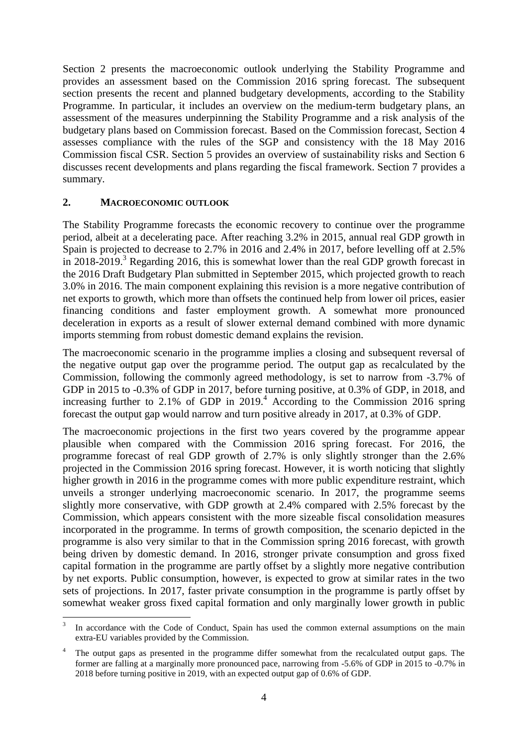Section 2 presents the macroeconomic outlook underlying the Stability Programme and provides an assessment based on the Commission 2016 spring forecast. The subsequent section presents the recent and planned budgetary developments, according to the Stability Programme. In particular, it includes an overview on the medium-term budgetary plans, an assessment of the measures underpinning the Stability Programme and a risk analysis of the budgetary plans based on Commission forecast. Based on the Commission forecast, Section 4 assesses compliance with the rules of the SGP and consistency with the 18 May 2016 Commission fiscal CSR. Section 5 provides an overview of sustainability risks and Section 6 discusses recent developments and plans regarding the fiscal framework. Section 7 provides a summary.

## 2. MACROECONOMIC OUTLOOK

The Stability Programme forecasts the economic recovery to continue over the programme period, albeit at a decelerating pace. After reaching 3.2% in 2015, annual real GDP growth in Spain is projected to decrease to 2.7% in 2016 and 2.4% in 2017, before levelling off at 2.5% in 2018-2019.[3] Regarding 2016, this is somewhat lower than the real GDP growth forecast in the 2016 Draft Budgetary Plan submitted in September 2015, which projected growth to reach 3.0% in 2016. The main component explaining this revision is a more negative contribution of net exports to growth, which more than offsets the continued help from lower oil prices, easier financing conditions and faster employment growth. A somewhat more pronounced deceleration in exports as a result of slower external demand combined with more dynamic imports stemming from robust domestic demand explains the revision.

The macroeconomic scenario in the programme implies a closing and subsequent reversal of the negative output gap over the programme period. The output gap as recalculated by the Commission, following the commonly agreed methodology, is set to narrow from -3.7% of GDP in 2015 to -0.3% of GDP in 2017, before turning positive, at 0.3% of GDP, in 2018, and increasing further to 2.1% of GDP in 2019.[4] According to the Commission 2016 spring forecast the output gap would narrow and turn positive already in 2017, at 0.3% of GDP.

The macroeconomic projections in the first two years covered by the programme appear plausible when compared with the Commission 2016 spring forecast. For 2016, the programme forecast of real GDP growth of 2.7% is only slightly stronger than the 2.6% projected in the Commission 2016 spring forecast. However, it is worth noticing that slightly higher growth in 2016 in the programme comes with more public expenditure restraint, which unveils a stronger underlying macroeconomic scenario. In 2017, the programme seems slightly more conservative, with GDP growth at 2.4% compared with 2.5% forecast by the Commission, which appears consistent with the more sizeable fiscal consolidation measures incorporated in the programme. In terms of growth composition, the scenario depicted in the programme is also very similar to that in the Commission spring 2016 forecast, with growth being driven by domestic demand. In 2016, stronger private consumption and gross fixed capital formation in the programme are partly offset by a slightly more negative contribution by net exports. Public consumption, however, is expected to grow at similar rates in the two sets of projections. In 2017, faster private consumption in the programme is partly offset by somewhat weaker gross fixed capital formation and only marginally lower growth in public

[3] In accordance with the Code of Conduct, Spain has used the common external assumptions on the main extra-EU variables provided by the Commission.

[4] The output gaps as presented in the programme differ somewhat from the recalculated output gaps. The former are falling at a marginally more pronounced pace, narrowing from -5.6% of GDP in 2015 to -0.7% in 2018 before turning positive in 2019, with an expected output gap of 0.6% of GDP.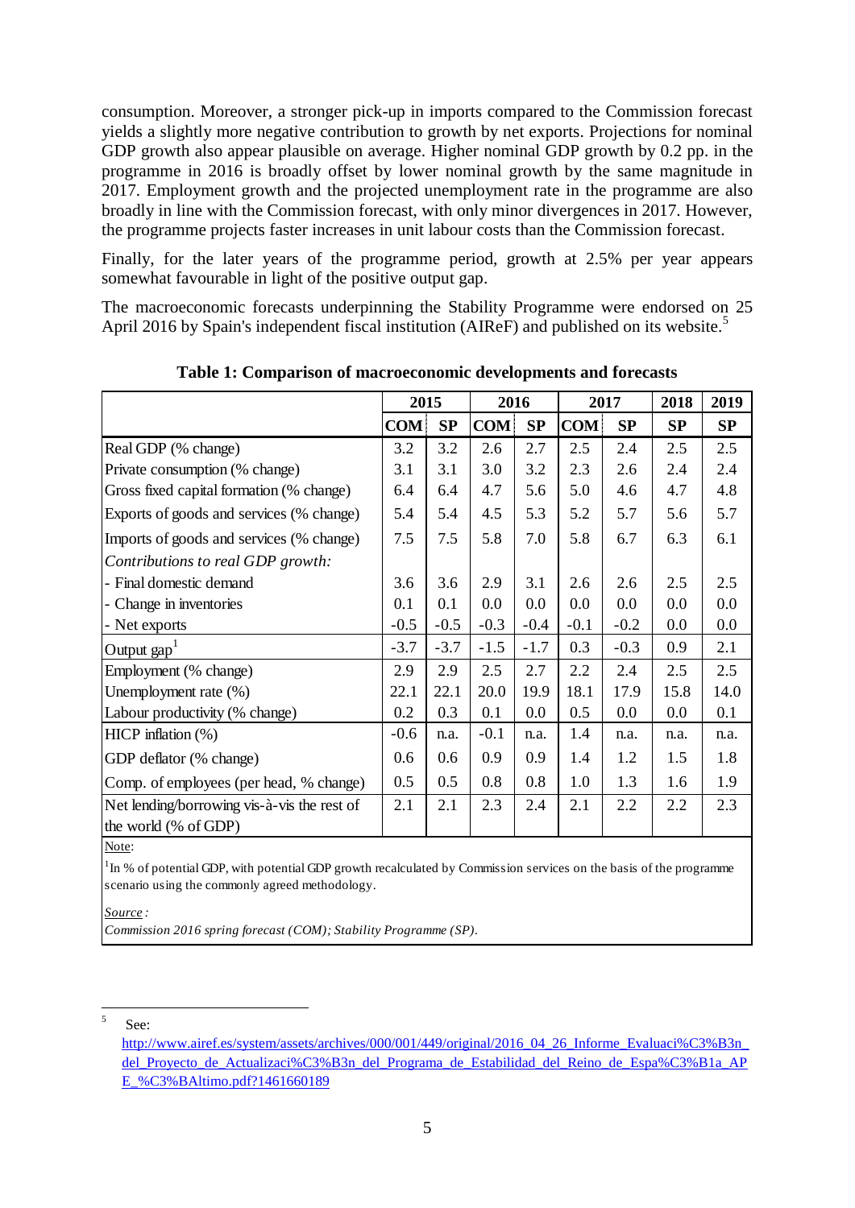consumption. Moreover, a stronger pick-up in imports compared to the Commission forecast yields a slightly more negative contribution to growth by net exports. Projections for nominal GDP growth also appear plausible on average. Higher nominal GDP growth by 0.2 pp. in the programme in 2016 is broadly offset by lower nominal growth by the same magnitude in 2017. Employment growth and the projected unemployment rate in the programme are also broadly in line with the Commission forecast, with only minor divergences in 2017. However, the programme projects faster increases in unit labour costs than the Commission forecast.

Finally, for the later years of the programme period, growth at 2.5% per year appears somewhat favourable in light of the positive output gap.

The macroeconomic forecasts underpinning the Stability Programme were endorsed on 25 April 2016 by Spain's independent fiscal institution (AIReF) and published on its website.[5]

**Table 1: Comparison of macroeconomic developments and forecasts**

| | 2015 | | 2016 | | 2017 | | 2018 | 2019 |
|---|---|---|---|---|---|---|---|---|
| | **COM** | **SP** | **COM** | **SP** | **COM** | **SP** | **SP** | **SP** |
| Real GDP (% change) | 3.2 | 3.2 | 2.6 | 2.7 | 2.5 | 2.4 | 2.5 | 2.5 |
| Private consumption (% change) | 3.1 | 3.1 | 3.0 | 3.2 | 2.3 | 2.6 | 2.4 | 2.4 |
| Gross fixed capital formation (% change) | 6.4 | 6.4 | 4.7 | 5.6 | 5.0 | 4.6 | 4.7 | 4.8 |
| Exports of goods and services (% change) | 5.4 | 5.4 | 4.5 | 5.3 | 5.2 | 5.7 | 5.6 | 5.7 |
| Imports of goods and services (% change) | 7.5 | 7.5 | 5.8 | 7.0 | 5.8 | 6.7 | 6.3 | 6.1 |
| *Contributions to real GDP growth:* | | | | | | | | |
| - Final domestic demand | 3.6 | 3.6 | 2.9 | 3.1 | 2.6 | 2.6 | 2.5 | 2.5 |
| - Change in inventories | 0.1 | 0.1 | 0.0 | 0.0 | 0.0 | 0.0 | 0.0 | 0.0 |
| - Net exports | -0.5 | -0.5 | -0.3 | -0.4 | -0.1 | -0.2 | 0.0 | 0.0 |
| Output gap[1] | -3.7 | -3.7 | -1.5 | -1.7 | 0.3 | -0.3 | 0.9 | 2.1 |
| Employment (% change) | 2.9 | 2.9 | 2.5 | 2.7 | 2.2 | 2.4 | 2.5 | 2.5 |
| Unemployment rate (%) | 22.1 | 22.1 | 20.0 | 19.9 | 18.1 | 17.9 | 15.8 | 14.0 |
| Labour productivity (% change) | 0.2 | 0.3 | 0.1 | 0.0 | 0.5 | 0.0 | 0.0 | 0.1 |
| HICP inflation (%) | -0.6 | n.a. | -0.1 | n.a. | 1.4 | n.a. | n.a. | n.a. |
| GDP deflator (% change) | 0.6 | 0.6 | 0.9 | 0.9 | 1.4 | 1.2 | 1.5 | 1.8 |
| Comp. of employees (per head, % change) | 0.5 | 0.5 | 0.8 | 0.8 | 1.0 | 1.3 | 1.6 | 1.9 |
| Net lending/borrowing vis-à-vis the rest of the world (% of GDP) | 2.1 | 2.1 | 2.3 | 2.4 | 2.1 | 2.2 | 2.2 | 2.3 |

Note:

[1] In % of potential GDP, with potential GDP growth recalculated by Commission services on the basis of the programme scenario using the commonly agreed methodology.

*Source:*

*Commission 2016 spring forecast (COM); Stability Programme (SP).*

[5] See: http://www.airef.es/system/assets/archives/000/001/449/original/2016_04_26_Informe_Evaluaci%C3%B3n_del_Proyecto_de_Actualizaci%C3%B3n_del_Programa_de_Estabilidad_del_Reino_de_Espa%C3%B1a_APE_%C3%BAltimo.pdf?1461660189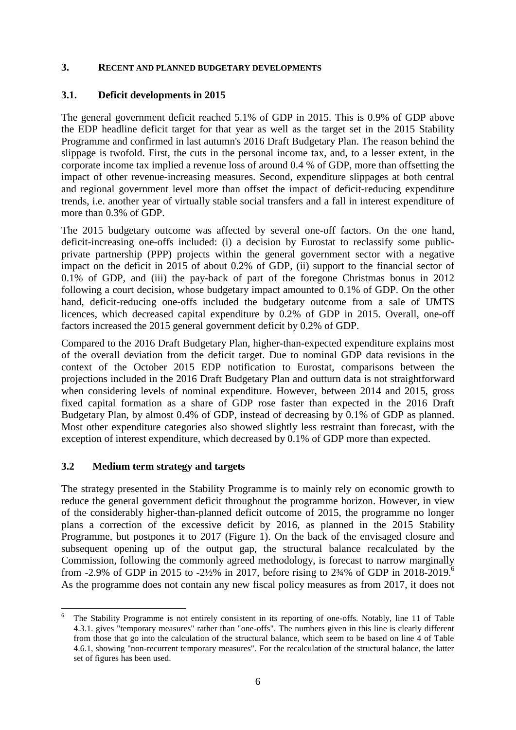## 3. RECENT AND PLANNED BUDGETARY DEVELOPMENTS

### 3.1. Deficit developments in 2015

The general government deficit reached 5.1% of GDP in 2015. This is 0.9% of GDP above the EDP headline deficit target for that year as well as the target set in the 2015 Stability Programme and confirmed in last autumn's 2016 Draft Budgetary Plan. The reason behind the slippage is twofold. First, the cuts in the personal income tax, and, to a lesser extent, in the corporate income tax implied a revenue loss of around 0.4 % of GDP, more than offsetting the impact of other revenue-increasing measures. Second, expenditure slippages at both central and regional government level more than offset the impact of deficit-reducing expenditure trends, i.e. another year of virtually stable social transfers and a fall in interest expenditure of more than 0.3% of GDP.

The 2015 budgetary outcome was affected by several one-off factors. On the one hand, deficit-increasing one-offs included: (i) a decision by Eurostat to reclassify some public-private partnership (PPP) projects within the general government sector with a negative impact on the deficit in 2015 of about 0.2% of GDP, (ii) support to the financial sector of 0.1% of GDP, and (iii) the pay-back of part of the foregone Christmas bonus in 2012 following a court decision, whose budgetary impact amounted to 0.1% of GDP. On the other hand, deficit-reducing one-offs included the budgetary outcome from a sale of UMTS licences, which decreased capital expenditure by 0.2% of GDP in 2015. Overall, one-off factors increased the 2015 general government deficit by 0.2% of GDP.

Compared to the 2016 Draft Budgetary Plan, higher-than-expected expenditure explains most of the overall deviation from the deficit target. Due to nominal GDP data revisions in the context of the October 2015 EDP notification to Eurostat, comparisons between the projections included in the 2016 Draft Budgetary Plan and outturn data is not straightforward when considering levels of nominal expenditure. However, between 2014 and 2015, gross fixed capital formation as a share of GDP rose faster than expected in the 2016 Draft Budgetary Plan, by almost 0.4% of GDP, instead of decreasing by 0.1% of GDP as planned. Most other expenditure categories also showed slightly less restraint than forecast, with the exception of interest expenditure, which decreased by 0.1% of GDP more than expected.

### 3.2 Medium term strategy and targets

The strategy presented in the Stability Programme is to mainly rely on economic growth to reduce the general government deficit throughout the programme horizon. However, in view of the considerably higher-than-planned deficit outcome of 2015, the programme no longer plans a correction of the excessive deficit by 2016, as planned in the 2015 Stability Programme, but postpones it to 2017 (Figure 1). On the back of the envisaged closure and subsequent opening up of the output gap, the structural balance recalculated by the Commission, following the commonly agreed methodology, is forecast to narrow marginally from -2.9% of GDP in 2015 to -2½% in 2017, before rising to 2¾% of GDP in 2018-2019.[6] As the programme does not contain any new fiscal policy measures as from 2017, it does not

---

[6] The Stability Programme is not entirely consistent in its reporting of one-offs. Notably, line 11 of Table 4.3.1. gives "temporary measures" rather than "one-offs". The numbers given in this line is clearly different from those that go into the calculation of the structural balance, which seem to be based on line 4 of Table 4.6.1, showing "non-recurrent temporary measures". For the recalculation of the structural balance, the latter set of figures has been used.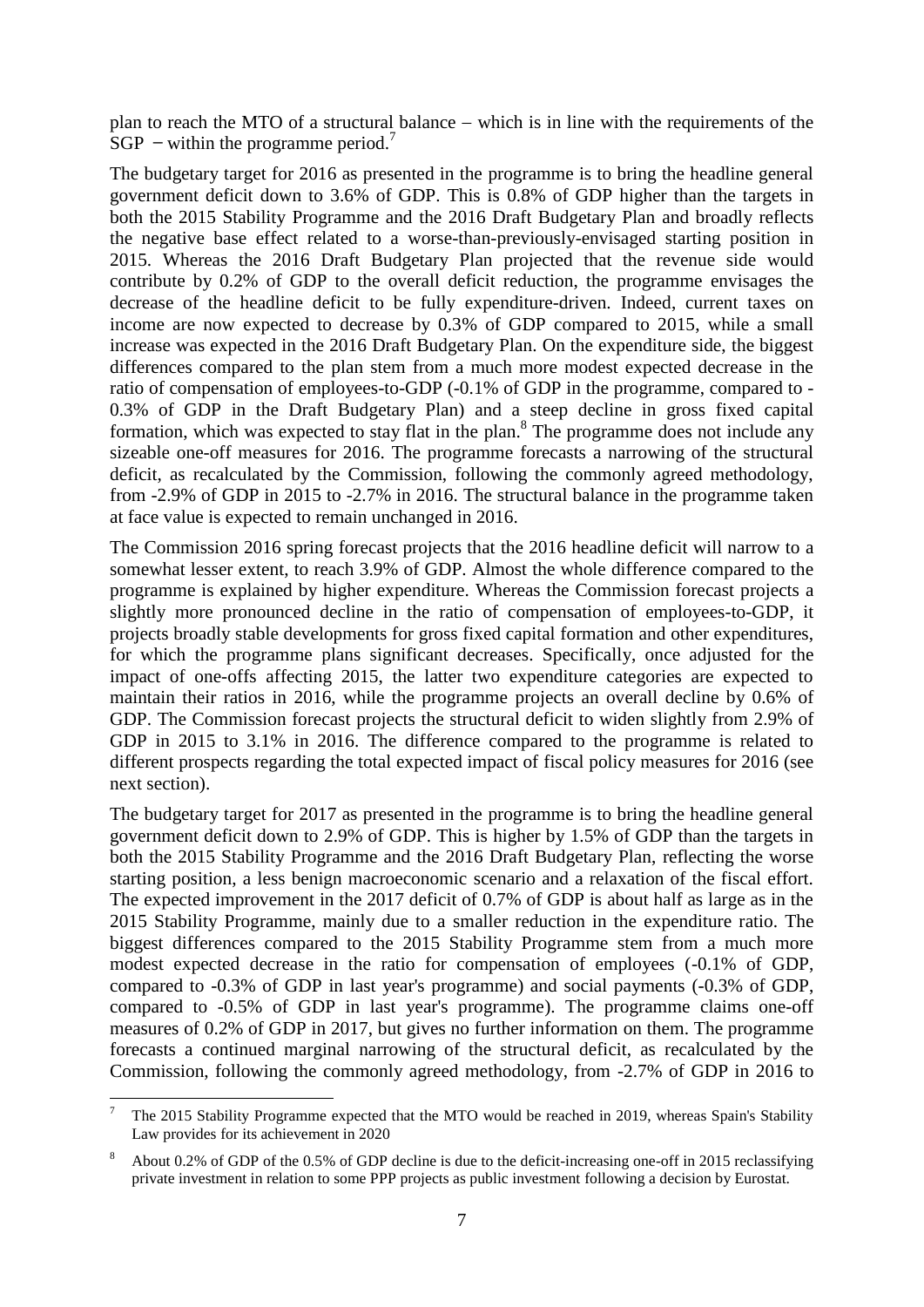plan to reach the MTO of a structural balance − which is in line with the requirements of the SGP − within the programme period.[7]

The budgetary target for 2016 as presented in the programme is to bring the headline general government deficit down to 3.6% of GDP. This is 0.8% of GDP higher than the targets in both the 2015 Stability Programme and the 2016 Draft Budgetary Plan and broadly reflects the negative base effect related to a worse-than-previously-envisaged starting position in 2015. Whereas the 2016 Draft Budgetary Plan projected that the revenue side would contribute by 0.2% of GDP to the overall deficit reduction, the programme envisages the decrease of the headline deficit to be fully expenditure-driven. Indeed, current taxes on income are now expected to decrease by 0.3% of GDP compared to 2015, while a small increase was expected in the 2016 Draft Budgetary Plan. On the expenditure side, the biggest differences compared to the plan stem from a much more modest expected decrease in the ratio of compensation of employees-to-GDP (-0.1% of GDP in the programme, compared to -0.3% of GDP in the Draft Budgetary Plan) and a steep decline in gross fixed capital formation, which was expected to stay flat in the plan.[8] The programme does not include any sizeable one-off measures for 2016. The programme forecasts a narrowing of the structural deficit, as recalculated by the Commission, following the commonly agreed methodology, from -2.9% of GDP in 2015 to -2.7% in 2016. The structural balance in the programme taken at face value is expected to remain unchanged in 2016.

The Commission 2016 spring forecast projects that the 2016 headline deficit will narrow to a somewhat lesser extent, to reach 3.9% of GDP. Almost the whole difference compared to the programme is explained by higher expenditure. Whereas the Commission forecast projects a slightly more pronounced decline in the ratio of compensation of employees-to-GDP, it projects broadly stable developments for gross fixed capital formation and other expenditures, for which the programme plans significant decreases. Specifically, once adjusted for the impact of one-offs affecting 2015, the latter two expenditure categories are expected to maintain their ratios in 2016, while the programme projects an overall decline by 0.6% of GDP. The Commission forecast projects the structural deficit to widen slightly from 2.9% of GDP in 2015 to 3.1% in 2016. The difference compared to the programme is related to different prospects regarding the total expected impact of fiscal policy measures for 2016 (see next section).

The budgetary target for 2017 as presented in the programme is to bring the headline general government deficit down to 2.9% of GDP. This is higher by 1.5% of GDP than the targets in both the 2015 Stability Programme and the 2016 Draft Budgetary Plan, reflecting the worse starting position, a less benign macroeconomic scenario and a relaxation of the fiscal effort. The expected improvement in the 2017 deficit of 0.7% of GDP is about half as large as in the 2015 Stability Programme, mainly due to a smaller reduction in the expenditure ratio. The biggest differences compared to the 2015 Stability Programme stem from a much more modest expected decrease in the ratio for compensation of employees (-0.1% of GDP, compared to -0.3% of GDP in last year's programme) and social payments (-0.3% of GDP, compared to -0.5% of GDP in last year's programme). The programme claims one-off measures of 0.2% of GDP in 2017, but gives no further information on them. The programme forecasts a continued marginal narrowing of the structural deficit, as recalculated by the Commission, following the commonly agreed methodology, from -2.7% of GDP in 2016 to

---

[7] The 2015 Stability Programme expected that the MTO would be reached in 2019, whereas Spain's Stability Law provides for its achievement in 2020

[8] About 0.2% of GDP of the 0.5% of GDP decline is due to the deficit-increasing one-off in 2015 reclassifying private investment in relation to some PPP projects as public investment following a decision by Eurostat.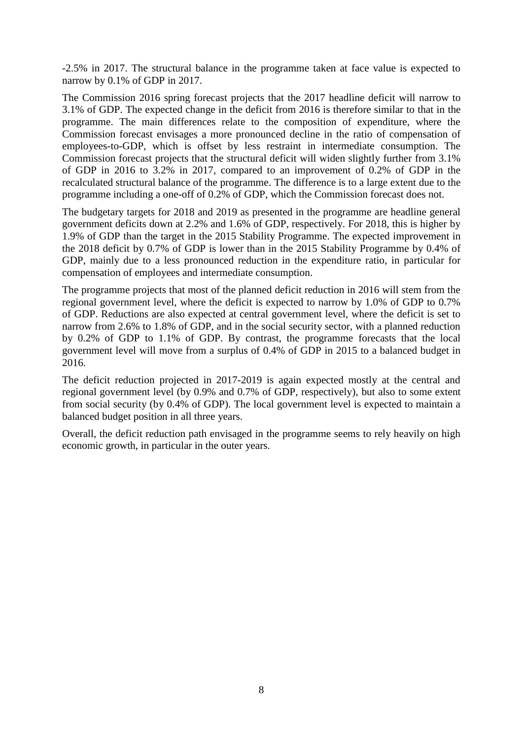-2.5% in 2017. The structural balance in the programme taken at face value is expected to narrow by 0.1% of GDP in 2017.

The Commission 2016 spring forecast projects that the 2017 headline deficit will narrow to 3.1% of GDP. The expected change in the deficit from 2016 is therefore similar to that in the programme. The main differences relate to the composition of expenditure, where the Commission forecast envisages a more pronounced decline in the ratio of compensation of employees-to-GDP, which is offset by less restraint in intermediate consumption. The Commission forecast projects that the structural deficit will widen slightly further from 3.1% of GDP in 2016 to 3.2% in 2017, compared to an improvement of 0.2% of GDP in the recalculated structural balance of the programme. The difference is to a large extent due to the programme including a one-off of 0.2% of GDP, which the Commission forecast does not.

The budgetary targets for 2018 and 2019 as presented in the programme are headline general government deficits down at 2.2% and 1.6% of GDP, respectively. For 2018, this is higher by 1.9% of GDP than the target in the 2015 Stability Programme. The expected improvement in the 2018 deficit by 0.7% of GDP is lower than in the 2015 Stability Programme by 0.4% of GDP, mainly due to a less pronounced reduction in the expenditure ratio, in particular for compensation of employees and intermediate consumption.

The programme projects that most of the planned deficit reduction in 2016 will stem from the regional government level, where the deficit is expected to narrow by 1.0% of GDP to 0.7% of GDP. Reductions are also expected at central government level, where the deficit is set to narrow from 2.6% to 1.8% of GDP, and in the social security sector, with a planned reduction by 0.2% of GDP to 1.1% of GDP. By contrast, the programme forecasts that the local government level will move from a surplus of 0.4% of GDP in 2015 to a balanced budget in 2016.

The deficit reduction projected in 2017-2019 is again expected mostly at the central and regional government level (by 0.9% and 0.7% of GDP, respectively), but also to some extent from social security (by 0.4% of GDP). The local government level is expected to maintain a balanced budget position in all three years.

Overall, the deficit reduction path envisaged in the programme seems to rely heavily on high economic growth, in particular in the outer years.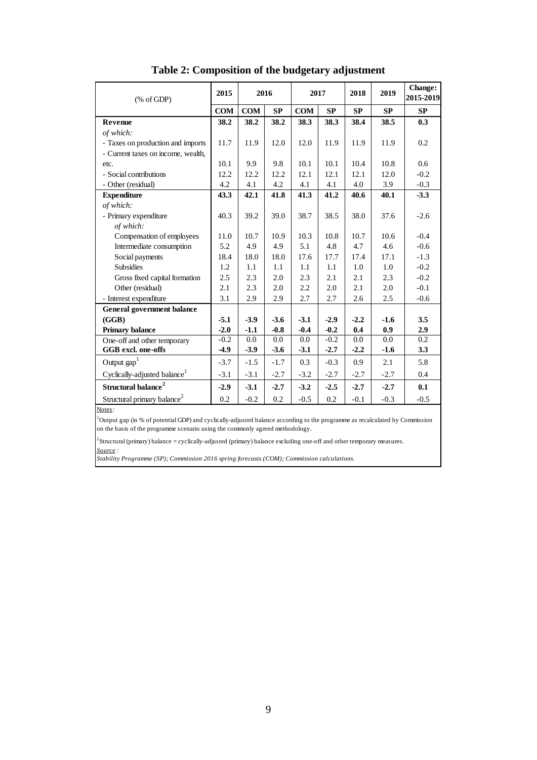# Table 2: Composition of the budgetary adjustment

| (% of GDP) | 2015 | 2016 | | 2017 | | 2018 | 2019 | Change: 2015-2019 |
|---|---|---|---|---|---|---|---|---|
| | **COM** | **COM** | **SP** | **COM** | **SP** | **SP** | **SP** | **SP** |
| **Revenue** | **38.2** | **38.2** | **38.2** | **38.3** | **38.3** | **38.4** | **38.5** | **0.3** |
| *of which:* | | | | | | | | |
| - Taxes on production and imports | 11.7 | 11.9 | 12.0 | 12.0 | 11.9 | 11.9 | 11.9 | 0.2 |
| - Current taxes on income, wealth, etc. | 10.1 | 9.9 | 9.8 | 10.1 | 10.1 | 10.4 | 10.8 | 0.6 |
| - Social contributions | 12.2 | 12.2 | 12.2 | 12.1 | 12.1 | 12.1 | 12.0 | -0.2 |
| - Other (residual) | 4.2 | 4.1 | 4.2 | 4.1 | 4.1 | 4.0 | 3.9 | -0.3 |
| **Expenditure** | **43.3** | **42.1** | **41.8** | **41.3** | **41.2** | **40.6** | **40.1** | **-3.3** |
| *of which:* | | | | | | | | |
| - Primary expenditure | 40.3 | 39.2 | 39.0 | 38.7 | 38.5 | 38.0 | 37.6 | -2.6 |
| *of which:* | | | | | | | | |
| Compensation of employees | 11.0 | 10.7 | 10.9 | 10.3 | 10.8 | 10.7 | 10.6 | -0.4 |
| Intermediate consumption | 5.2 | 4.9 | 4.9 | 5.1 | 4.8 | 4.7 | 4.6 | -0.6 |
| Social payments | 18.4 | 18.0 | 18.0 | 17.6 | 17.7 | 17.4 | 17.1 | -1.3 |
| Subsidies | 1.2 | 1.1 | 1.1 | 1.1 | 1.1 | 1.0 | 1.0 | -0.2 |
| Gross fixed capital formation | 2.5 | 2.3 | 2.0 | 2.3 | 2.1 | 2.1 | 2.3 | -0.2 |
| Other (residual) | 2.1 | 2.3 | 2.0 | 2.2 | 2.0 | 2.1 | 2.0 | -0.1 |
| - Interest expenditure | 3.1 | 2.9 | 2.9 | 2.7 | 2.7 | 2.6 | 2.5 | -0.6 |
| **General government balance (GGB)** | **-5.1** | **-3.9** | **-3.6** | **-3.1** | **-2.9** | **-2.2** | **-1.6** | **3.5** |
| **Primary balance** | **-2.0** | **-1.1** | **-0.8** | **-0.4** | **-0.2** | **0.4** | **0.9** | **2.9** |
| One-off and other temporary | -0.2 | 0.0 | 0.0 | 0.0 | -0.2 | 0.0 | 0.0 | 0.2 |
| **GGB excl. one-offs** | **-4.9** | **-3.9** | **-3.6** | **-3.1** | **-2.7** | **-2.2** | **-1.6** | **3.3** |
| Output gap[1] | -3.7 | -1.5 | -1.7 | 0.3 | -0.3 | 0.9 | 2.1 | 5.8 |
| Cyclically-adjusted balance[1] | -3.1 | -3.1 | -2.7 | -3.2 | -2.7 | -2.7 | -2.7 | 0.4 |
| **Structural balance[2]** | **-2.9** | **-3.1** | **-2.7** | **-3.2** | **-2.5** | **-2.7** | **-2.7** | **0.1** |
| Structural primary balance[2] | 0.2 | -0.2 | 0.2 | -0.5 | 0.2 | -0.1 | -0.3 | -0.5 |

Notes:

[1]Output gap (in % of potential GDP) and cyclically-adjusted balance according to the programme as recalculated by Commission on the basis of the programme scenario using the commonly agreed methodology.

[2]Structural (primary) balance = cyclically-adjusted (primary) balance excluding one-off and other temporary measures.

*Source :*

*Stability Programme (SP); Commission 2016 spring forecasts (COM); Commission calculations.*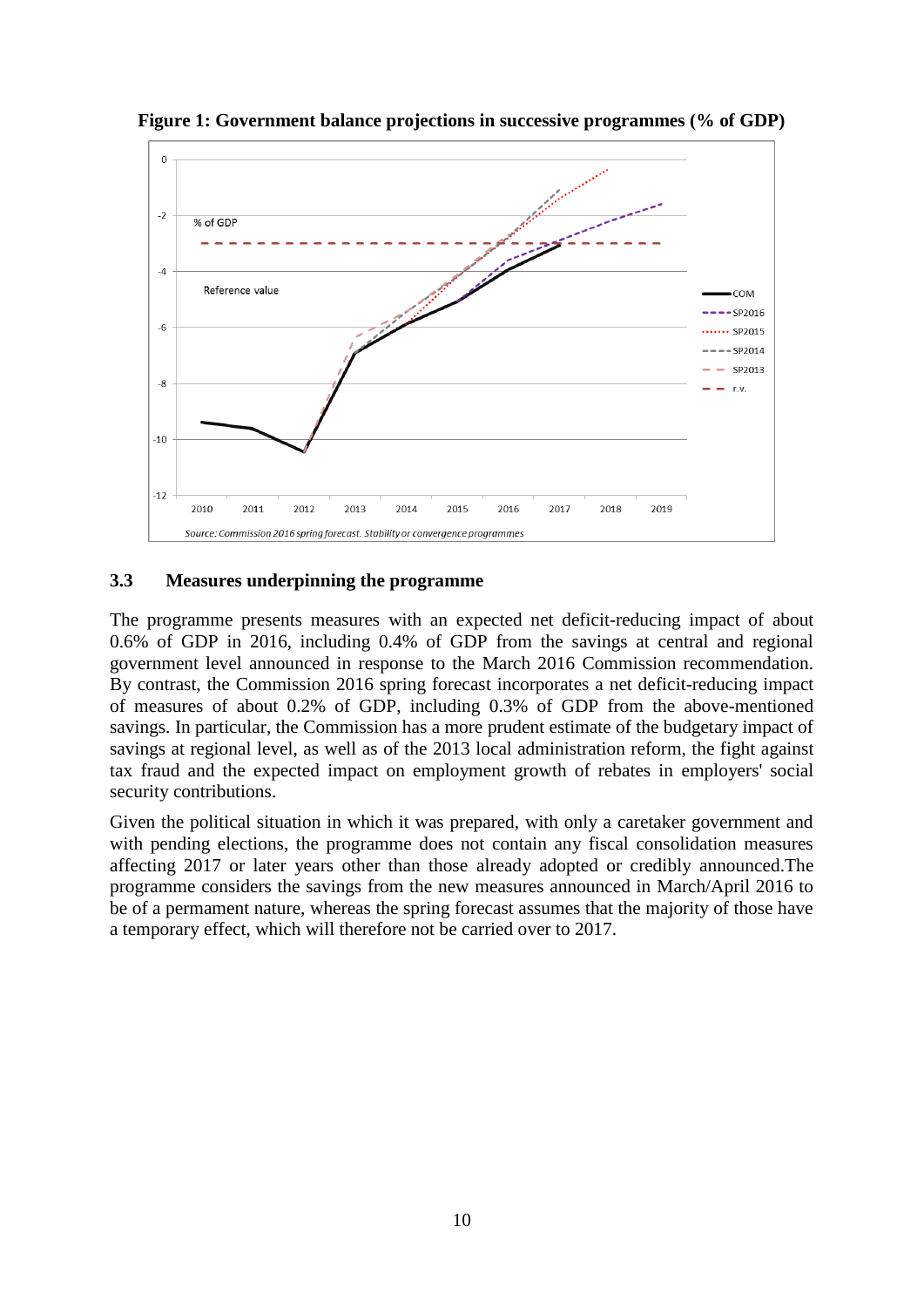**Figure 1: Government balance projections in successive programmes (% of GDP)**

### 3.3 Measures underpinning the programme

The programme presents measures with an expected net deficit-reducing impact of about 0.6% of GDP in 2016, including 0.4% of GDP from the savings at central and regional government level announced in response to the March 2016 Commission recommendation. By contrast, the Commission 2016 spring forecast incorporates a net deficit-reducing impact of measures of about 0.2% of GDP, including 0.3% of GDP from the above-mentioned savings. In particular, the Commission has a more prudent estimate of the budgetary impact of savings at regional level, as well as of the 2013 local administration reform, the fight against tax fraud and the expected impact on employment growth of rebates in employers' social security contributions.

Given the political situation in which it was prepared, with only a caretaker government and with pending elections, the programme does not contain any fiscal consolidation measures affecting 2017 or later years other than those already adopted or credibly announced.The programme considers the savings from the new measures announced in March/April 2016 to be of a permament nature, whereas the spring forecast assumes that the majority of those have a temporary effect, which will therefore not be carried over to 2017.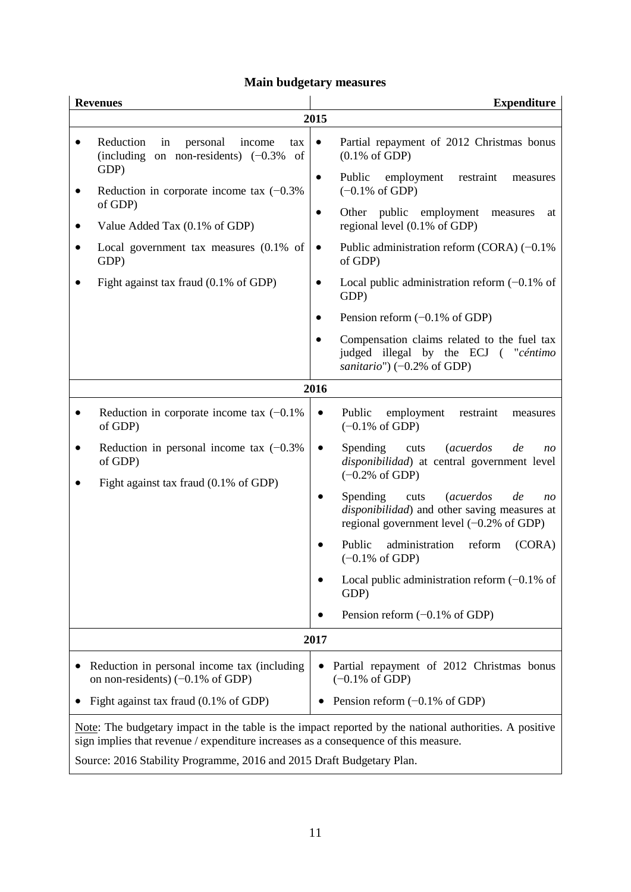**Main budgetary measures**

| Revenues | Expenditure |
|---|---|
| **2015** | |
| • Reduction in personal income tax (including on non-residents) (−0.3% of GDP)<br>• Reduction in corporate income tax (−0.3% of GDP)<br>• Value Added Tax (0.1% of GDP)<br>• Local government tax measures (0.1% of GDP)<br>• Fight against tax fraud (0.1% of GDP) | • Partial repayment of 2012 Christmas bonus (0.1% of GDP)<br>• Public employment restraint measures (−0.1% of GDP)<br>• Other public employment measures at regional level (0.1% of GDP)<br>• Public administration reform (CORA) (−0.1% of GDP)<br>• Local public administration reform (−0.1% of GDP)<br>• Pension reform (−0.1% of GDP)<br>• Compensation claims related to the fuel tax judged illegal by the ECJ ( "*céntimo sanitario*") (−0.2% of GDP) |
| **2016** | |
| • Reduction in corporate income tax (−0.1% of GDP)<br>• Reduction in personal income tax (−0.3% of GDP)<br>• Fight against tax fraud (0.1% of GDP) | • Public employment restraint measures (−0.1% of GDP)<br>• Spending cuts (*acuerdos de no disponibilidad*) at central government level (−0.2% of GDP)<br>• Spending cuts (*acuerdos de no disponibilidad*) and other saving measures at regional government level (−0.2% of GDP)<br>• Public administration reform (CORA) (−0.1% of GDP)<br>• Local public administration reform (−0.1% of GDP)<br>• Pension reform (−0.1% of GDP) |
| **2017** | |
| • Reduction in personal income tax (including on non-residents) (−0.1% of GDP)<br>• Fight against tax fraud (0.1% of GDP) | • Partial repayment of 2012 Christmas bonus (−0.1% of GDP)<br>• Pension reform (−0.1% of GDP) |

Note: The budgetary impact in the table is the impact reported by the national authorities. A positive sign implies that revenue / expenditure increases as a consequence of this measure.

Source: 2016 Stability Programme, 2016 and 2015 Draft Budgetary Plan.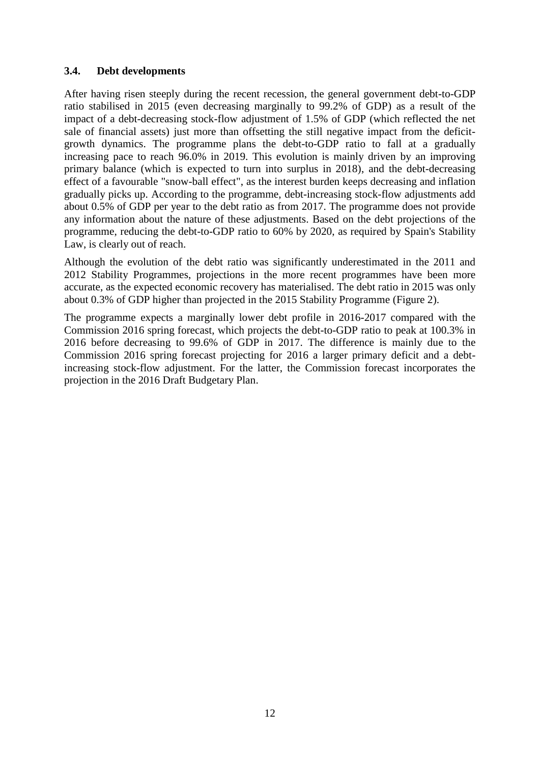### 3.4. Debt developments

After having risen steeply during the recent recession, the general government debt-to-GDP ratio stabilised in 2015 (even decreasing marginally to 99.2% of GDP) as a result of the impact of a debt-decreasing stock-flow adjustment of 1.5% of GDP (which reflected the net sale of financial assets) just more than offsetting the still negative impact from the deficit-growth dynamics. The programme plans the debt-to-GDP ratio to fall at a gradually increasing pace to reach 96.0% in 2019. This evolution is mainly driven by an improving primary balance (which is expected to turn into surplus in 2018), and the debt-decreasing effect of a favourable "snow-ball effect", as the interest burden keeps decreasing and inflation gradually picks up. According to the programme, debt-increasing stock-flow adjustments add about 0.5% of GDP per year to the debt ratio as from 2017. The programme does not provide any information about the nature of these adjustments. Based on the debt projections of the programme, reducing the debt-to-GDP ratio to 60% by 2020, as required by Spain's Stability Law, is clearly out of reach.

Although the evolution of the debt ratio was significantly underestimated in the 2011 and 2012 Stability Programmes, projections in the more recent programmes have been more accurate, as the expected economic recovery has materialised. The debt ratio in 2015 was only about 0.3% of GDP higher than projected in the 2015 Stability Programme (Figure 2).

The programme expects a marginally lower debt profile in 2016-2017 compared with the Commission 2016 spring forecast, which projects the debt-to-GDP ratio to peak at 100.3% in 2016 before decreasing to 99.6% of GDP in 2017. The difference is mainly due to the Commission 2016 spring forecast projecting for 2016 a larger primary deficit and a debt-increasing stock-flow adjustment. For the latter, the Commission forecast incorporates the projection in the 2016 Draft Budgetary Plan.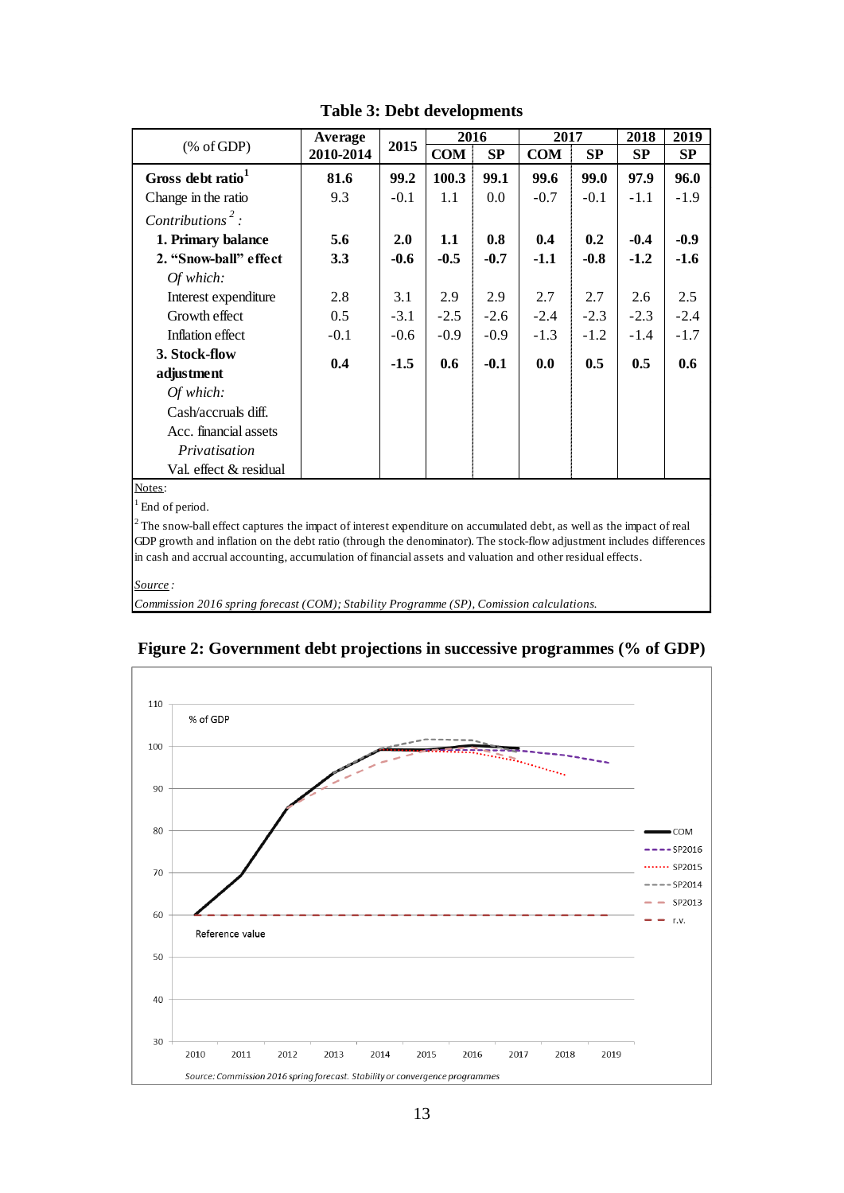**Table 3: Debt developments**

| (% of GDP) | Average 2010-2014 | 2015 | 2016 | | 2017 | | 2018 | 2019 |
|---|---|---|---|---|---|---|---|---|
| | | | COM | SP | COM | SP | SP | SP |
| **Gross debt ratio**[1] | **81.6** | **99.2** | **100.3** | **99.1** | **99.6** | **99.0** | **97.9** | **96.0** |
| Change in the ratio | 9.3 | -0.1 | 1.1 | 0.0 | -0.7 | -0.1 | -1.1 | -1.9 |
| *Contributions*[2] *:* | | | | | | | | |
| **1. Primary balance** | **5.6** | **2.0** | **1.1** | **0.8** | **0.4** | **0.2** | **-0.4** | **-0.9** |
| **2. "Snow-ball" effect** | **3.3** | **-0.6** | **-0.5** | **-0.7** | **-1.1** | **-0.8** | **-1.2** | **-1.6** |
| *Of which:* | | | | | | | | |
| Interest expenditure | 2.8 | 3.1 | 2.9 | 2.9 | 2.7 | 2.7 | 2.6 | 2.5 |
| Growth effect | 0.5 | -3.1 | -2.5 | -2.6 | -2.4 | -2.3 | -2.3 | -2.4 |
| Inflation effect | -0.1 | -0.6 | -0.9 | -0.9 | -1.3 | -1.2 | -1.4 | -1.7 |
| **3. Stock-flow adjustment** | **0.4** | **-1.5** | **0.6** | **-0.1** | **0.0** | **0.5** | **0.5** | **0.6** |
| *Of which:* | | | | | | | | |
| Cash/accruals diff. | | | | | | | | |
| Acc. financial assets | | | | | | | | |
| *Privatisation* | | | | | | | | |
| Val. effect & residual | | | | | | | | |

Notes:

[1] End of period.

[2] The snow-ball effect captures the impact of interest expenditure on accumulated debt, as well as the impact of real GDP growth and inflation on the debt ratio (through the denominator). The stock-flow adjustment includes differences in cash and accrual accounting, accumulation of financial assets and valuation and other residual effects.

*Source* *:*

*Commission 2016 spring forecast (COM); Stability Programme (SP), Comission calculations.*

**Figure 2: Government debt projections in successive programmes (% of GDP)**

*Source: Commission 2016 spring forecast. Stability or convergence programmes*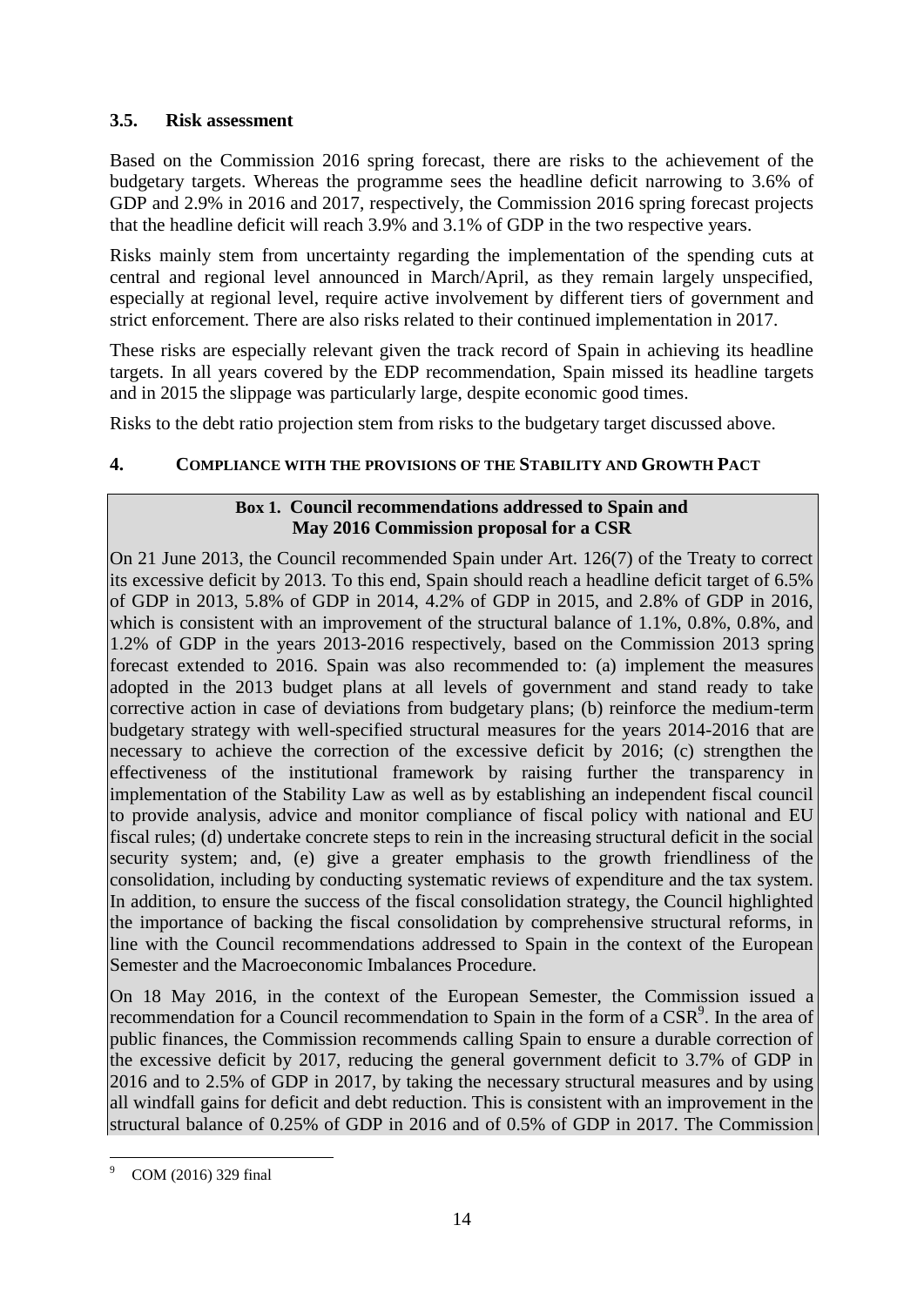### 3.5. Risk assessment

Based on the Commission 2016 spring forecast, there are risks to the achievement of the budgetary targets. Whereas the programme sees the headline deficit narrowing to 3.6% of GDP and 2.9% in 2016 and 2017, respectively, the Commission 2016 spring forecast projects that the headline deficit will reach 3.9% and 3.1% of GDP in the two respective years.

Risks mainly stem from uncertainty regarding the implementation of the spending cuts at central and regional level announced in March/April, as they remain largely unspecified, especially at regional level, require active involvement by different tiers of government and strict enforcement. There are also risks related to their continued implementation in 2017.

These risks are especially relevant given the track record of Spain in achieving its headline targets. In all years covered by the EDP recommendation, Spain missed its headline targets and in 2015 the slippage was particularly large, despite economic good times.

Risks to the debt ratio projection stem from risks to the budgetary target discussed above.

## 4. COMPLIANCE WITH THE PROVISIONS OF THE STABILITY AND GROWTH PACT

**Box 1. Council recommendations addressed to Spain and May 2016 Commission proposal for a CSR**

On 21 June 2013, the Council recommended Spain under Art. 126(7) of the Treaty to correct its excessive deficit by 2013. To this end, Spain should reach a headline deficit target of 6.5% of GDP in 2013, 5.8% of GDP in 2014, 4.2% of GDP in 2015, and 2.8% of GDP in 2016, which is consistent with an improvement of the structural balance of 1.1%, 0.8%, 0.8%, and 1.2% of GDP in the years 2013-2016 respectively, based on the Commission 2013 spring forecast extended to 2016. Spain was also recommended to: (a) implement the measures adopted in the 2013 budget plans at all levels of government and stand ready to take corrective action in case of deviations from budgetary plans; (b) reinforce the medium-term budgetary strategy with well-specified structural measures for the years 2014-2016 that are necessary to achieve the correction of the excessive deficit by 2016; (c) strengthen the effectiveness of the institutional framework by raising further the transparency in implementation of the Stability Law as well as by establishing an independent fiscal council to provide analysis, advice and monitor compliance of fiscal policy with national and EU fiscal rules; (d) undertake concrete steps to rein in the increasing structural deficit in the social security system; and, (e) give a greater emphasis to the growth friendliness of the consolidation, including by conducting systematic reviews of expenditure and the tax system. In addition, to ensure the success of the fiscal consolidation strategy, the Council highlighted the importance of backing the fiscal consolidation by comprehensive structural reforms, in line with the Council recommendations addressed to Spain in the context of the European Semester and the Macroeconomic Imbalances Procedure.

On 18 May 2016, in the context of the European Semester, the Commission issued a recommendation for a Council recommendation to Spain in the form of a CSR[9]. In the area of public finances, the Commission recommends calling Spain to ensure a durable correction of the excessive deficit by 2017, reducing the general government deficit to 3.7% of GDP in 2016 and to 2.5% of GDP in 2017, by taking the necessary structural measures and by using all windfall gains for deficit and debt reduction. This is consistent with an improvement in the structural balance of 0.25% of GDP in 2016 and of 0.5% of GDP in 2017. The Commission

[9] COM (2016) 329 final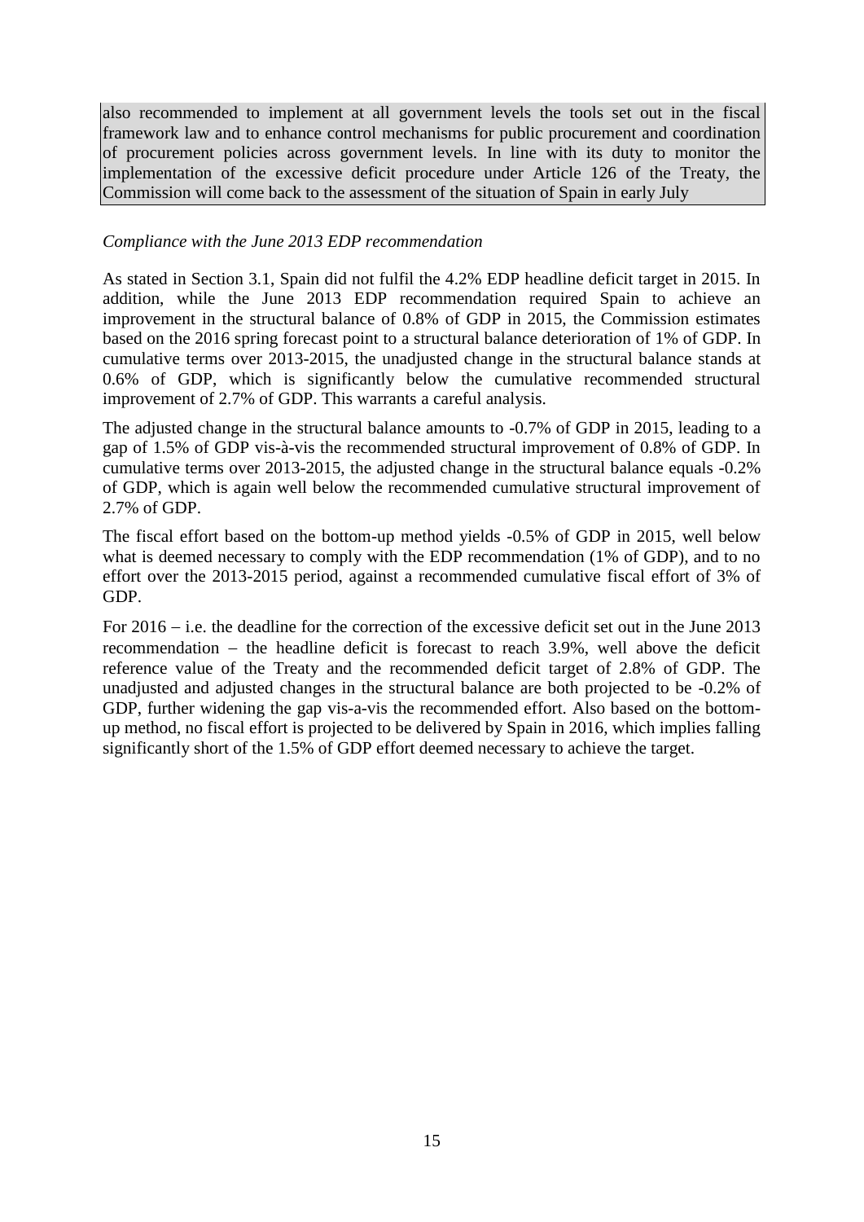also recommended to implement at all government levels the tools set out in the fiscal framework law and to enhance control mechanisms for public procurement and coordination of procurement policies across government levels. In line with its duty to monitor the implementation of the excessive deficit procedure under Article 126 of the Treaty, the Commission will come back to the assessment of the situation of Spain in early July

*Compliance with the June 2013 EDP recommendation*

As stated in Section 3.1, Spain did not fulfil the 4.2% EDP headline deficit target in 2015. In addition, while the June 2013 EDP recommendation required Spain to achieve an improvement in the structural balance of 0.8% of GDP in 2015, the Commission estimates based on the 2016 spring forecast point to a structural balance deterioration of 1% of GDP. In cumulative terms over 2013-2015, the unadjusted change in the structural balance stands at 0.6% of GDP, which is significantly below the cumulative recommended structural improvement of 2.7% of GDP. This warrants a careful analysis.

The adjusted change in the structural balance amounts to -0.7% of GDP in 2015, leading to a gap of 1.5% of GDP vis-à-vis the recommended structural improvement of 0.8% of GDP. In cumulative terms over 2013-2015, the adjusted change in the structural balance equals -0.2% of GDP, which is again well below the recommended cumulative structural improvement of 2.7% of GDP.

The fiscal effort based on the bottom-up method yields -0.5% of GDP in 2015, well below what is deemed necessary to comply with the EDP recommendation (1% of GDP), and to no effort over the 2013-2015 period, against a recommended cumulative fiscal effort of 3% of GDP.

For 2016 – i.e. the deadline for the correction of the excessive deficit set out in the June 2013 recommendation – the headline deficit is forecast to reach 3.9%, well above the deficit reference value of the Treaty and the recommended deficit target of 2.8% of GDP. The unadjusted and adjusted changes in the structural balance are both projected to be -0.2% of GDP, further widening the gap vis-a-vis the recommended effort. Also based on the bottom-up method, no fiscal effort is projected to be delivered by Spain in 2016, which implies falling significantly short of the 1.5% of GDP effort deemed necessary to achieve the target.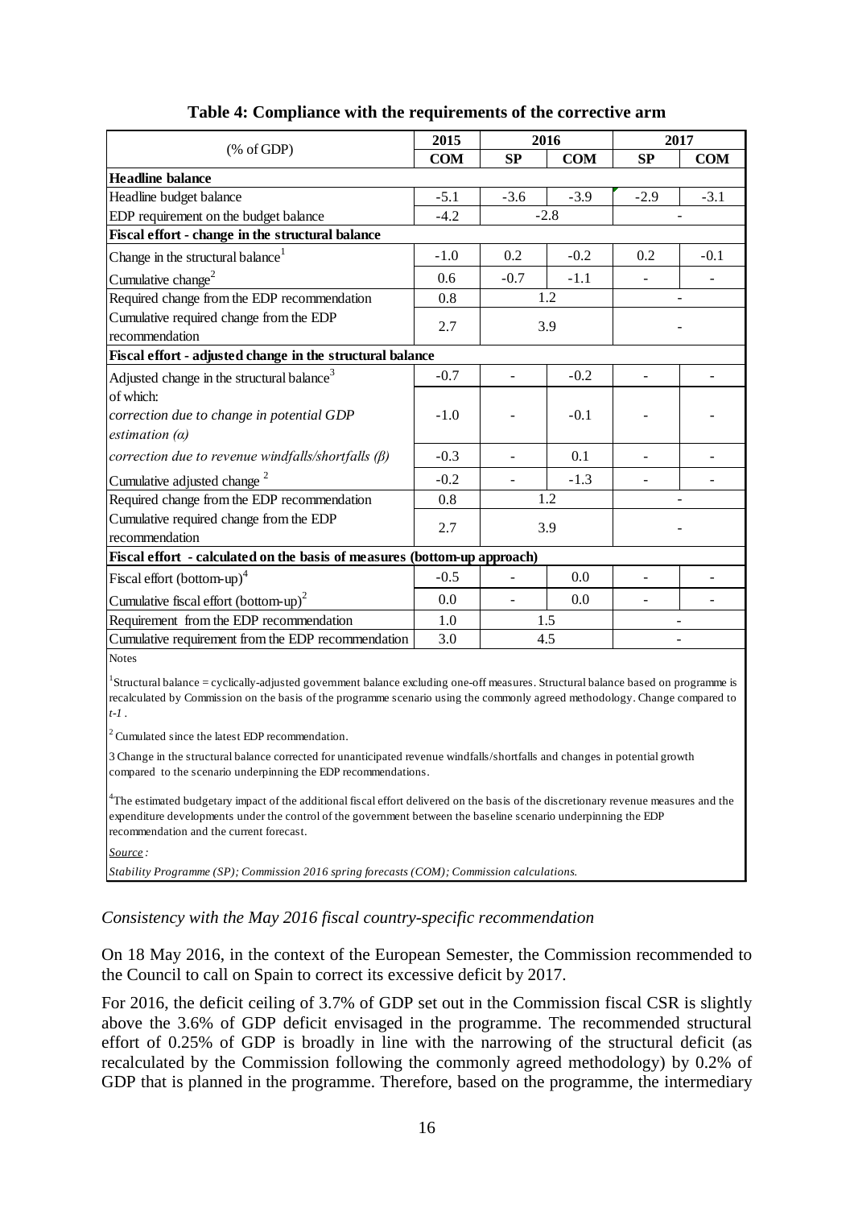**Table 4: Compliance with the requirements of the corrective arm**

| (% of GDP) | 2015 | 2016 | | 2017 | |
|---|---|---|---|---|---|
| | COM | SP | COM | SP | COM |
| **Headline balance** | | | | | |
| Headline budget balance | -5.1 | -3.6 | -3.9 | -2.9 | -3.1 |
| EDP requirement on the budget balance | -4.2 | -2.8 | | - | |
| **Fiscal effort - change in the structural balance** | | | | | |
| Change in the structural balance[1] | -1.0 | 0.2 | -0.2 | 0.2 | -0.1 |
| Cumulative change[2] | 0.6 | -0.7 | -1.1 | - | - |
| Required change from the EDP recommendation | 0.8 | 1.2 | | - | |
| Cumulative required change from the EDP recommendation | 2.7 | 3.9 | | - | |
| **Fiscal effort - adjusted change in the structural balance** | | | | | |
| Adjusted change in the structural balance[3] | -0.7 | - | -0.2 | - | - |
| of which: *correction due to change in potential GDP estimation (α)* | -1.0 | - | -0.1 | - | - |
| *correction due to revenue windfalls/shortfalls (β)* | -0.3 | - | 0.1 | - | - |
| Cumulative adjusted change[2] | -0.2 | - | -1.3 | - | - |
| Required change from the EDP recommendation | 0.8 | 1.2 | | - | |
| Cumulative required change from the EDP recommendation | 2.7 | 3.9 | | - | |
| **Fiscal effort - calculated on the basis of measures (bottom-up approach)** | | | | | |
| Fiscal effort (bottom-up)[4] | -0.5 | - | 0.0 | - | - |
| Cumulative fiscal effort (bottom-up)[2] | 0.0 | - | 0.0 | - | - |
| Requirement from the EDP recommendation | 1.0 | 1.5 | | - | |
| Cumulative requirement from the EDP recommendation | 3.0 | 4.5 | | - | |

Notes

[1] Structural balance = cyclically-adjusted government balance excluding one-off measures. Structural balance based on programme is recalculated by Commission on the basis of the programme scenario using the commonly agreed methodology. Change compared to *t-1*.

[2] Cumulated since the latest EDP recommendation.

3 Change in the structural balance corrected for unanticipated revenue windfalls/shortfalls and changes in potential growth compared to the scenario underpinning the EDP recommendations.

[4] The estimated budgetary impact of the additional fiscal effort delivered on the basis of the discretionary revenue measures and the expenditure developments under the control of the government between the baseline scenario underpinning the EDP recommendation and the current forecast.

*Source :*

*Stability Programme (SP); Commission 2016 spring forecasts (COM); Commission calculations.*

*Consistency with the May 2016 fiscal country-specific recommendation*

On 18 May 2016, in the context of the European Semester, the Commission recommended to the Council to call on Spain to correct its excessive deficit by 2017.

For 2016, the deficit ceiling of 3.7% of GDP set out in the Commission fiscal CSR is slightly above the 3.6% of GDP deficit envisaged in the programme. The recommended structural effort of 0.25% of GDP is broadly in line with the narrowing of the structural deficit (as recalculated by the Commission following the commonly agreed methodology) by 0.2% of GDP that is planned in the programme. Therefore, based on the programme, the intermediary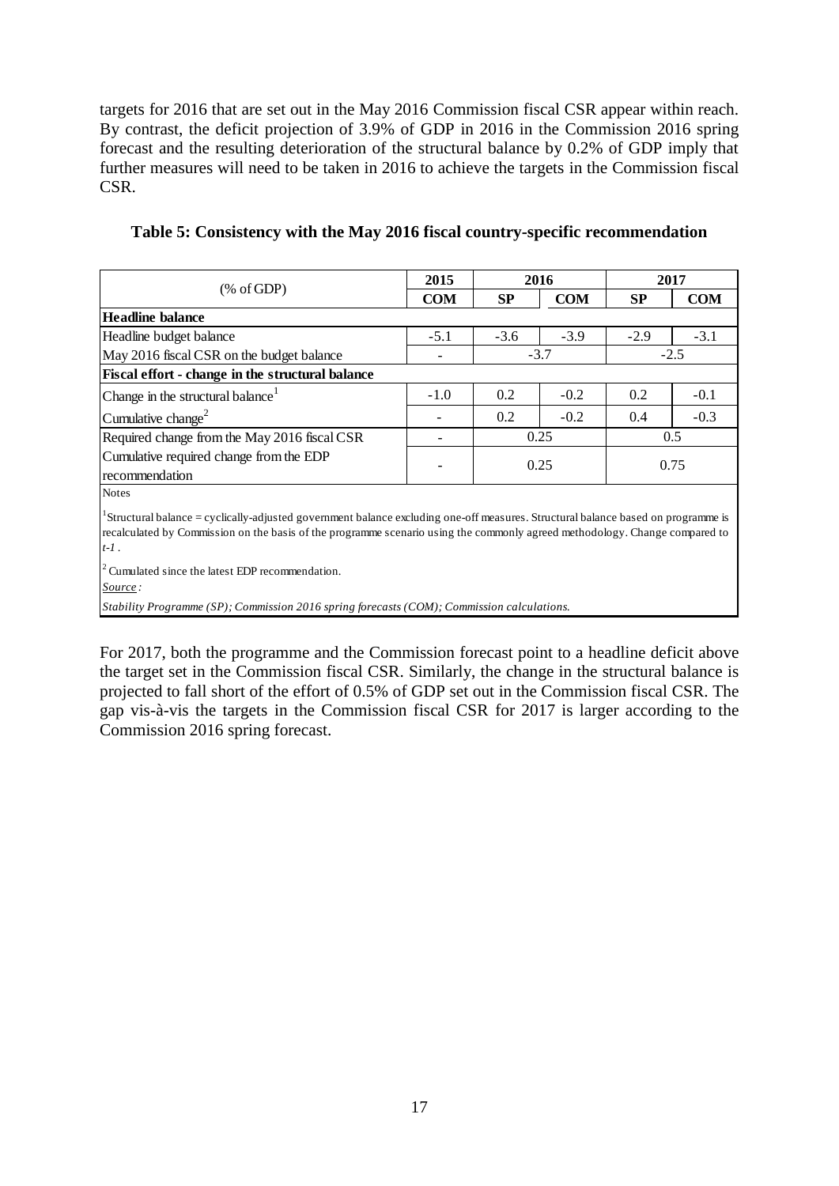targets for 2016 that are set out in the May 2016 Commission fiscal CSR appear within reach. By contrast, the deficit projection of 3.9% of GDP in 2016 in the Commission 2016 spring forecast and the resulting deterioration of the structural balance by 0.2% of GDP imply that further measures will need to be taken in 2016 to achieve the targets in the Commission fiscal CSR.

**Table 5: Consistency with the May 2016 fiscal country-specific recommendation**

| (% of GDP) | 2015 | 2016 | | 2017 | |
|---|---|---|---|---|---|
| | COM | SP | COM | SP | COM |
| **Headline balance** | | | | | |
| Headline budget balance | -5.1 | -3.6 | -3.9 | -2.9 | -3.1 |
| May 2016 fiscal CSR on the budget balance | - | -3.7 | | -2.5 | |
| **Fiscal effort - change in the structural balance** | | | | | |
| Change in the structural balance[1] | -1.0 | 0.2 | -0.2 | 0.2 | -0.1 |
| Cumulative change[2] | - | 0.2 | -0.2 | 0.4 | -0.3 |
| Required change from the May 2016 fiscal CSR | - | 0.25 | | 0.5 | |
| Cumulative required change from the EDP recommendation | - | 0.25 | | 0.75 | |

Notes

[1] Structural balance = cyclically-adjusted government balance excluding one-off measures. Structural balance based on programme is recalculated by Commission on the basis of the programme scenario using the commonly agreed methodology. Change compared to *t-1*.

[2] Cumulated since the latest EDP recommendation.

*Source:*

*Stability Programme (SP); Commission 2016 spring forecasts (COM); Commission calculations.*

For 2017, both the programme and the Commission forecast point to a headline deficit above the target set in the Commission fiscal CSR. Similarly, the change in the structural balance is projected to fall short of the effort of 0.5% of GDP set out in the Commission fiscal CSR. The gap vis-à-vis the targets in the Commission fiscal CSR for 2017 is larger according to the Commission 2016 spring forecast.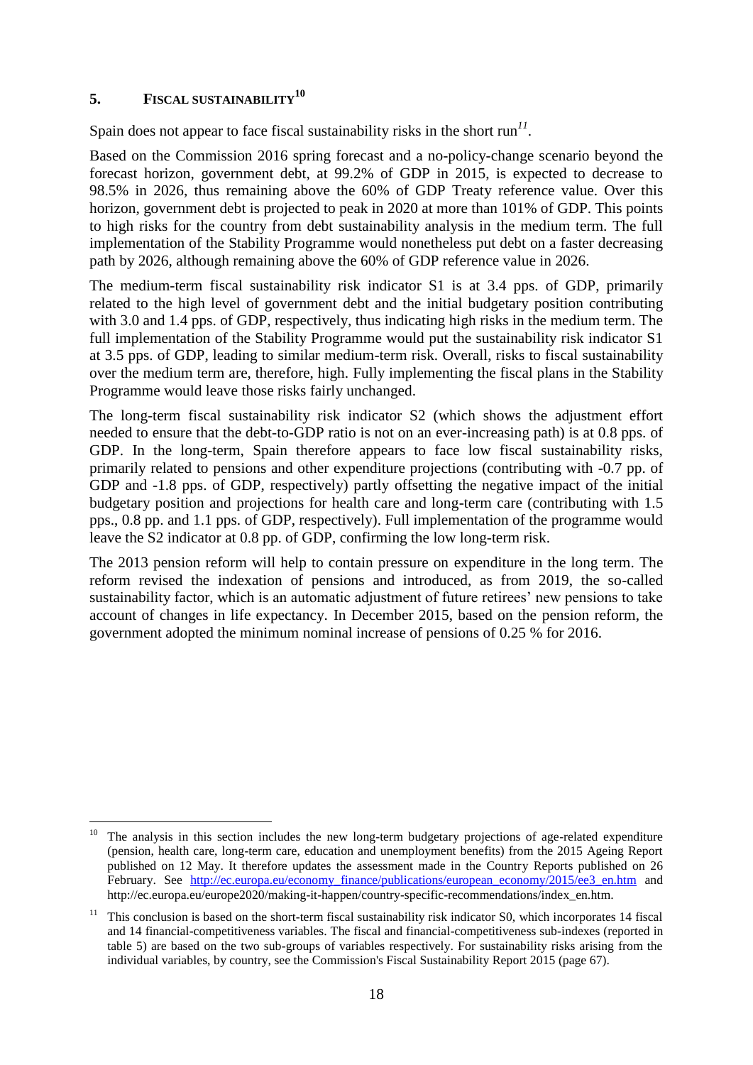## 5. FISCAL SUSTAINABILITY[10]

Spain does not appear to face fiscal sustainability risks in the short run[11].

Based on the Commission 2016 spring forecast and a no-policy-change scenario beyond the forecast horizon, government debt, at 99.2% of GDP in 2015, is expected to decrease to 98.5% in 2026, thus remaining above the 60% of GDP Treaty reference value. Over this horizon, government debt is projected to peak in 2020 at more than 101% of GDP. This points to high risks for the country from debt sustainability analysis in the medium term. The full implementation of the Stability Programme would nonetheless put debt on a faster decreasing path by 2026, although remaining above the 60% of GDP reference value in 2026.

The medium-term fiscal sustainability risk indicator S1 is at 3.4 pps. of GDP, primarily related to the high level of government debt and the initial budgetary position contributing with 3.0 and 1.4 pps. of GDP, respectively, thus indicating high risks in the medium term. The full implementation of the Stability Programme would put the sustainability risk indicator S1 at 3.5 pps. of GDP, leading to similar medium-term risk. Overall, risks to fiscal sustainability over the medium term are, therefore, high. Fully implementing the fiscal plans in the Stability Programme would leave those risks fairly unchanged.

The long-term fiscal sustainability risk indicator S2 (which shows the adjustment effort needed to ensure that the debt-to-GDP ratio is not on an ever-increasing path) is at 0.8 pps. of GDP. In the long-term, Spain therefore appears to face low fiscal sustainability risks, primarily related to pensions and other expenditure projections (contributing with -0.7 pp. of GDP and -1.8 pps. of GDP, respectively) partly offsetting the negative impact of the initial budgetary position and projections for health care and long-term care (contributing with 1.5 pps., 0.8 pp. and 1.1 pps. of GDP, respectively). Full implementation of the programme would leave the S2 indicator at 0.8 pp. of GDP, confirming the low long-term risk.

The 2013 pension reform will help to contain pressure on expenditure in the long term. The reform revised the indexation of pensions and introduced, as from 2019, the so-called sustainability factor, which is an automatic adjustment of future retirees' new pensions to take account of changes in life expectancy. In December 2015, based on the pension reform, the government adopted the minimum nominal increase of pensions of 0.25 % for 2016.

---

[10] The analysis in this section includes the new long-term budgetary projections of age-related expenditure (pension, health care, long-term care, education and unemployment benefits) from the 2015 Ageing Report published on 12 May. It therefore updates the assessment made in the Country Reports published on 26 February. See http://ec.europa.eu/economy_finance/publications/european_economy/2015/ee3_en.htm and http://ec.europa.eu/europe2020/making-it-happen/country-specific-recommendations/index_en.htm.

[11] This conclusion is based on the short-term fiscal sustainability risk indicator S0, which incorporates 14 fiscal and 14 financial-competitiveness variables. The fiscal and financial-competitiveness sub-indexes (reported in table 5) are based on the two sub-groups of variables respectively. For sustainability risks arising from the individual variables, by country, see the Commission's Fiscal Sustainability Report 2015 (page 67).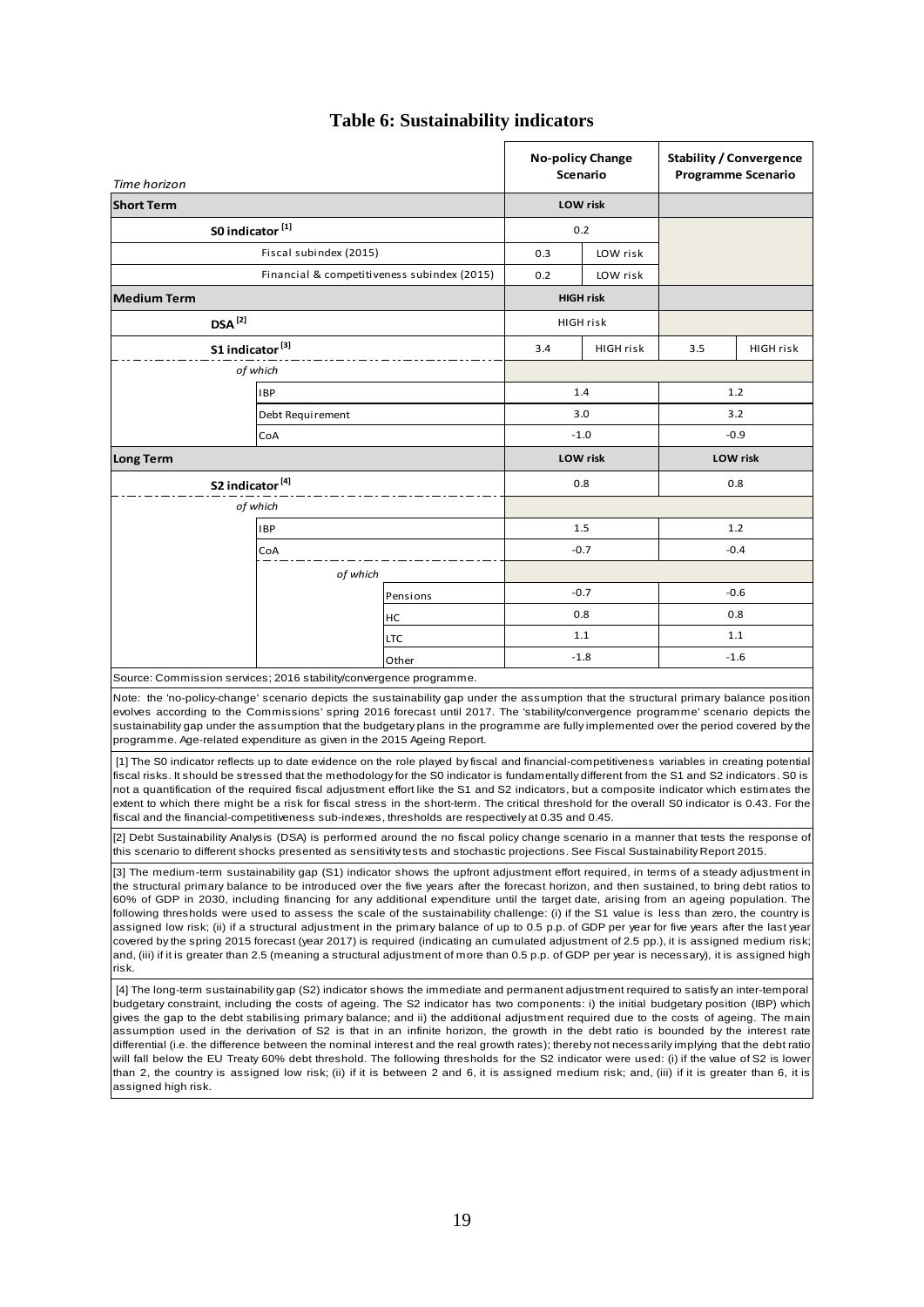# Table 6: Sustainability indicators

| Time horizon | | | No-policy Change Scenario | | Stability / Convergence Programme Scenario | |
|---|---|---|---|---|---|---|
| **Short Term** | | | **LOW risk** | | | |
| **S0 indicator [1]** | | | 0.2 | | | |
| | Fiscal subindex (2015) | | 0.3 | LOW risk | | |
| | Financial & competitiveness subindex (2015) | | 0.2 | LOW risk | | |
| **Medium Term** | | | **HIGH risk** | | | |
| **DSA [2]** | | | HIGH risk | | | |
| **S1 indicator [3]** | | | 3.4 | HIGH risk | 3.5 | HIGH risk |
| *of which* | | | | | | |
| | IBP | | 1.4 | | 1.2 | |
| | Debt Requirement | | 3.0 | | 3.2 | |
| | CoA | | -1.0 | | -0.9 | |
| **Long Term** | | | **LOW risk** | | **LOW risk** | |
| **S2 indicator [4]** | | | 0.8 | | 0.8 | |
| *of which* | | | | | | |
| | IBP | | 1.5 | | 1.2 | |
| | CoA | | -0.7 | | -0.4 | |
| | *of which* | | | | | |
| | | Pensions | -0.7 | | -0.6 | |
| | | HC | 0.8 | | 0.8 | |
| | | LTC | 1.1 | | 1.1 | |
| | | Other | -1.8 | | -1.6 | |

Source: Commission services; 2016 stability/convergence programme.

Note: the 'no-policy-change' scenario depicts the sustainability gap under the assumption that the structural primary balance position evolves according to the Commissions' spring 2016 forecast until 2017. The 'stability/convergence programme' scenario depicts the sustainability gap under the assumption that the budgetary plans in the programme are fully implemented over the period covered by the programme. Age-related expenditure as given in the 2015 Ageing Report.

[1] The S0 indicator reflects up to date evidence on the role played by fiscal and financial-competitiveness variables in creating potential fiscal risks. It should be stressed that the methodology for the S0 indicator is fundamentally different from the S1 and S2 indicators. S0 is not a quantification of the required fiscal adjustment effort like the S1 and S2 indicators, but a composite indicator which estimates the extent to which there might be a risk for fiscal stress in the short-term. The critical threshold for the overall S0 indicator is 0.43. For the fiscal and the financial-competitiveness sub-indexes, thresholds are respectively at 0.35 and 0.45.

[2] Debt Sustainability Analysis (DSA) is performed around the no fiscal policy change scenario in a manner that tests the response of this scenario to different shocks presented as sensitivity tests and stochastic projections. See Fiscal Sustainability Report 2015.

[3] The medium-term sustainability gap (S1) indicator shows the upfront adjustment effort required, in terms of a steady adjustment in the structural primary balance to be introduced over the five years after the forecast horizon, and then sustained, to bring debt ratios to 60% of GDP in 2030, including financing for any additional expenditure until the target date, arising from an ageing population. The following thresholds were used to assess the scale of the sustainability challenge: (i) if the S1 value is less than zero, the country is assigned low risk; (ii) if a structural adjustment in the primary balance of up to 0.5 p.p. of GDP per year for five years after the last year covered by the spring 2015 forecast (year 2017) is required (indicating an cumulated adjustment of 2.5 pp.), it is assigned medium risk; and, (iii) if it is greater than 2.5 (meaning a structural adjustment of more than 0.5 p.p. of GDP per year is necessary), it is assigned high risk.

[4] The long-term sustainability gap (S2) indicator shows the immediate and permanent adjustment required to satisfy an inter-temporal budgetary constraint, including the costs of ageing. The S2 indicator has two components: i) the initial budgetary position (IBP) which gives the gap to the debt stabilising primary balance; and ii) the additional adjustment required due to the costs of ageing. The main assumption used in the derivation of S2 is that in an infinite horizon, the growth in the debt ratio is bounded by the interest rate differential (i.e. the difference between the nominal interest and the real growth rates); thereby not necessarily implying that the debt ratio will fall below the EU Treaty 60% debt threshold. The following thresholds for the S2 indicator were used: (i) if the value of S2 is lower than 2, the country is assigned low risk; (ii) if it is between 2 and 6, it is assigned medium risk; and, (iii) if it is greater than 6, it is assigned high risk.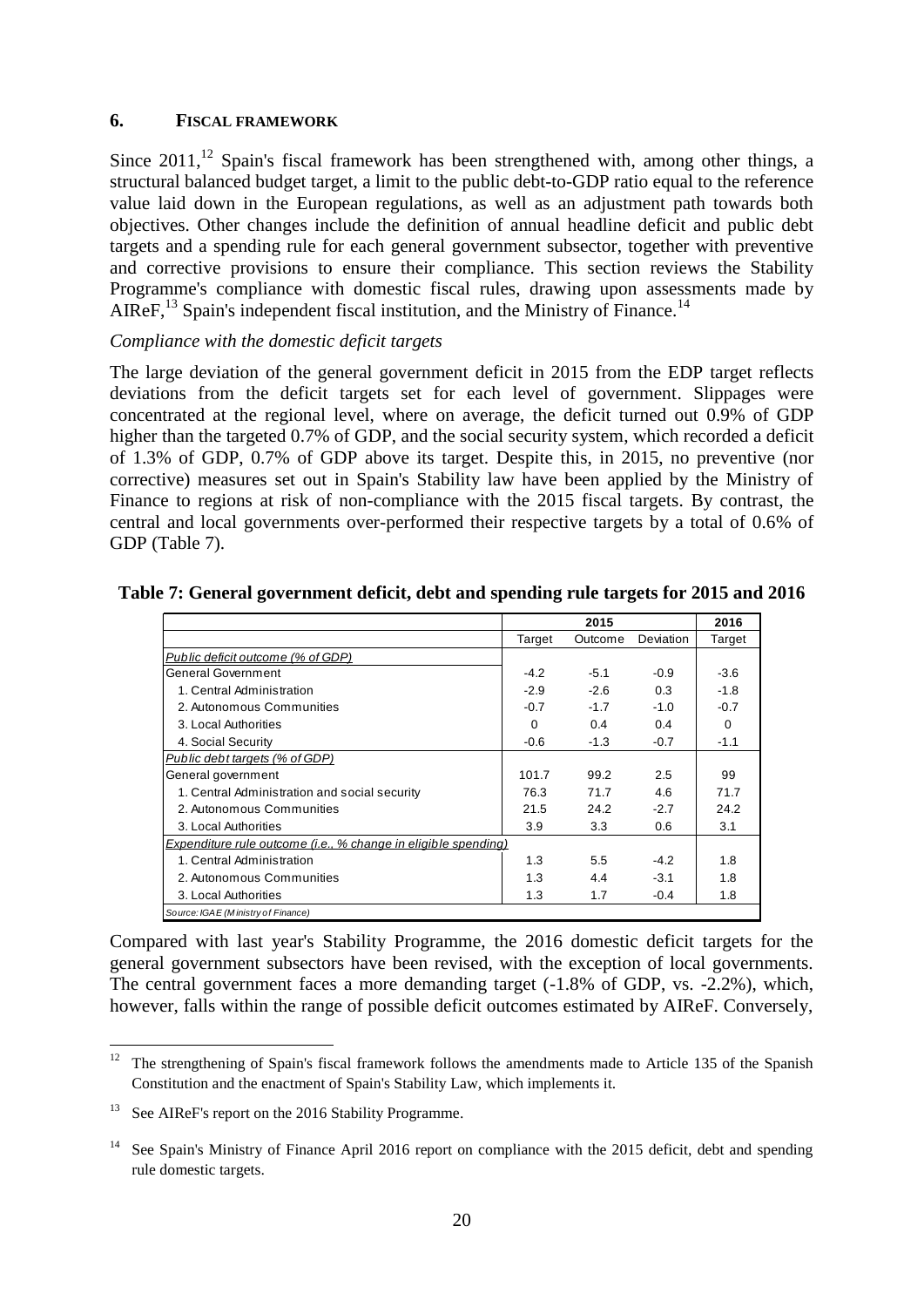## 6. FISCAL FRAMEWORK

Since 2011,[12] Spain's fiscal framework has been strengthened with, among other things, a structural balanced budget target, a limit to the public debt-to-GDP ratio equal to the reference value laid down in the European regulations, as well as an adjustment path towards both objectives. Other changes include the definition of annual headline deficit and public debt targets and a spending rule for each general government subsector, together with preventive and corrective provisions to ensure their compliance. This section reviews the Stability Programme's compliance with domestic fiscal rules, drawing upon assessments made by AIReF,[13] Spain's independent fiscal institution, and the Ministry of Finance.[14]

*Compliance with the domestic deficit targets*

The large deviation of the general government deficit in 2015 from the EDP target reflects deviations from the deficit targets set for each level of government. Slippages were concentrated at the regional level, where on average, the deficit turned out 0.9% of GDP higher than the targeted 0.7% of GDP, and the social security system, which recorded a deficit of 1.3% of GDP, 0.7% of GDP above its target. Despite this, in 2015, no preventive (nor corrective) measures set out in Spain's Stability law have been applied by the Ministry of Finance to regions at risk of non-compliance with the 2015 fiscal targets. By contrast, the central and local governments over-performed their respective targets by a total of 0.6% of GDP (Table 7).

**Table 7: General government deficit, debt and spending rule targets for 2015 and 2016**

| | 2015 | | | 2016 |
|---|---|---|---|---|
| | Target | Outcome | Deviation | Target |
| *Public deficit outcome (% of GDP)* | | | | |
| General Government | -4.2 | -5.1 | -0.9 | -3.6 |
| 1. Central Administration | -2.9 | -2.6 | 0.3 | -1.8 |
| 2. Autonomous Communities | -0.7 | -1.7 | -1.0 | -0.7 |
| 3. Local Authorities | 0 | 0.4 | 0.4 | 0 |
| 4. Social Security | -0.6 | -1.3 | -0.7 | -1.1 |
| *Public debt targets (% of GDP)* | | | | |
| General government | 101.7 | 99.2 | 2.5 | 99 |
| 1. Central Administration and social security | 76.3 | 71.7 | 4.6 | 71.7 |
| 2. Autonomous Communities | 21.5 | 24.2 | -2.7 | 24.2 |
| 3. Local Authorities | 3.9 | 3.3 | 0.6 | 3.1 |
| *Expenditure rule outcome (i.e., % change in eligible spending)* | | | | |
| 1. Central Administration | 1.3 | 5.5 | -4.2 | 1.8 |
| 2. Autonomous Communities | 1.3 | 4.4 | -3.1 | 1.8 |
| 3. Local Authorities | 1.3 | 1.7 | -0.4 | 1.8 |

*Source: IGAE (Ministry of Finance)*

Compared with last year's Stability Programme, the 2016 domestic deficit targets for the general government subsectors have been revised, with the exception of local governments. The central government faces a more demanding target (-1.8% of GDP, vs. -2.2%), which, however, falls within the range of possible deficit outcomes estimated by AIReF. Conversely,

[12] The strengthening of Spain's fiscal framework follows the amendments made to Article 135 of the Spanish Constitution and the enactment of Spain's Stability Law, which implements it.

[13] See AIReF's report on the 2016 Stability Programme.

[14] See Spain's Ministry of Finance April 2016 report on compliance with the 2015 deficit, debt and spending rule domestic targets.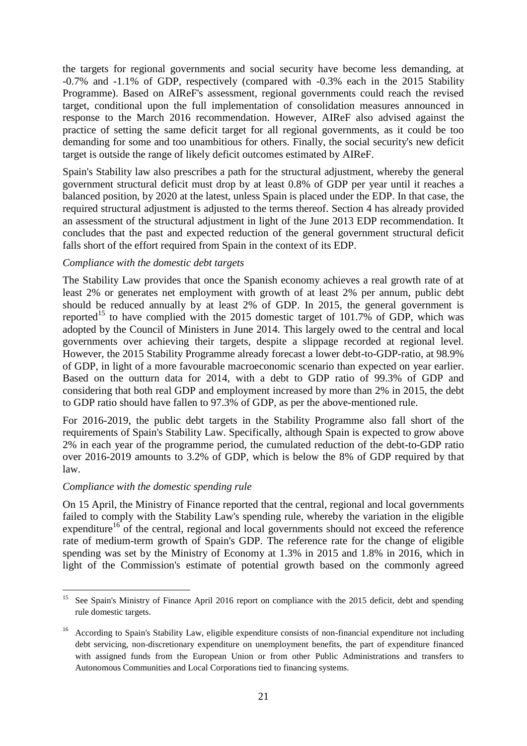the targets for regional governments and social security have become less demanding, at -0.7% and -1.1% of GDP, respectively (compared with -0.3% each in the 2015 Stability Programme). Based on AIReF's assessment, regional governments could reach the revised target, conditional upon the full implementation of consolidation measures announced in response to the March 2016 recommendation. However, AIReF also advised against the practice of setting the same deficit target for all regional governments, as it could be too demanding for some and too unambitious for others. Finally, the social security's new deficit target is outside the range of likely deficit outcomes estimated by AIReF.

Spain's Stability law also prescribes a path for the structural adjustment, whereby the general government structural deficit must drop by at least 0.8% of GDP per year until it reaches a balanced position, by 2020 at the latest, unless Spain is placed under the EDP. In that case, the required structural adjustment is adjusted to the terms thereof. Section 4 has already provided an assessment of the structural adjustment in light of the June 2013 EDP recommendation. It concludes that the past and expected reduction of the general government structural deficit falls short of the effort required from Spain in the context of its EDP.

*Compliance with the domestic debt targets*

The Stability Law provides that once the Spanish economy achieves a real growth rate of at least 2% or generates net employment with growth of at least 2% per annum, public debt should be reduced annually by at least 2% of GDP. In 2015, the general government is reported[15] to have complied with the 2015 domestic target of 101.7% of GDP, which was adopted by the Council of Ministers in June 2014. This largely owed to the central and local governments over achieving their targets, despite a slippage recorded at regional level. However, the 2015 Stability Programme already forecast a lower debt-to-GDP-ratio, at 98.9% of GDP, in light of a more favourable macroeconomic scenario than expected on year earlier. Based on the outturn data for 2014, with a debt to GDP ratio of 99.3% of GDP and considering that both real GDP and employment increased by more than 2% in 2015, the debt to GDP ratio should have fallen to 97.3% of GDP, as per the above-mentioned rule.

For 2016-2019, the public debt targets in the Stability Programme also fall short of the requirements of Spain's Stability Law. Specifically, although Spain is expected to grow above 2% in each year of the programme period, the cumulated reduction of the debt-to-GDP ratio over 2016-2019 amounts to 3.2% of GDP, which is below the 8% of GDP required by that law.

*Compliance with the domestic spending rule*

On 15 April, the Ministry of Finance reported that the central, regional and local governments failed to comply with the Stability Law's spending rule, whereby the variation in the eligible expenditure[16] of the central, regional and local governments should not exceed the reference rate of medium-term growth of Spain's GDP. The reference rate for the change of eligible spending was set by the Ministry of Economy at 1.3% in 2015 and 1.8% in 2016, which in light of the Commission's estimate of potential growth based on the commonly agreed

---

[15] See Spain's Ministry of Finance April 2016 report on compliance with the 2015 deficit, debt and spending rule domestic targets.

[16] According to Spain's Stability Law, eligible expenditure consists of non-financial expenditure not including debt servicing, non-discretionary expenditure on unemployment benefits, the part of expenditure financed with assigned funds from the European Union or from other Public Administrations and transfers to Autonomous Communities and Local Corporations tied to financing systems.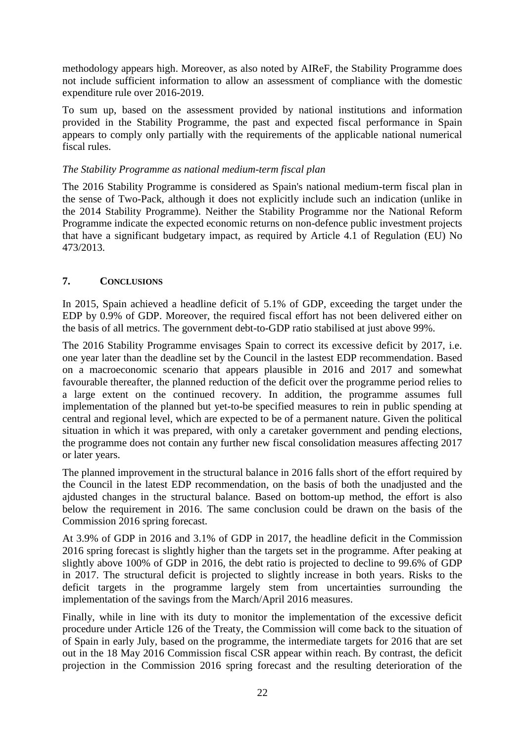methodology appears high. Moreover, as also noted by AIReF, the Stability Programme does not include sufficient information to allow an assessment of compliance with the domestic expenditure rule over 2016-2019.

To sum up, based on the assessment provided by national institutions and information provided in the Stability Programme, the past and expected fiscal performance in Spain appears to comply only partially with the requirements of the applicable national numerical fiscal rules.

*The Stability Programme as national medium-term fiscal plan*

The 2016 Stability Programme is considered as Spain's national medium-term fiscal plan in the sense of Two-Pack, although it does not explicitly include such an indication (unlike in the 2014 Stability Programme). Neither the Stability Programme nor the National Reform Programme indicate the expected economic returns on non-defence public investment projects that have a significant budgetary impact, as required by Article 4.1 of Regulation (EU) No 473/2013.

## 7. CONCLUSIONS

In 2015, Spain achieved a headline deficit of 5.1% of GDP, exceeding the target under the EDP by 0.9% of GDP. Moreover, the required fiscal effort has not been delivered either on the basis of all metrics. The government debt-to-GDP ratio stabilised at just above 99%.

The 2016 Stability Programme envisages Spain to correct its excessive deficit by 2017, i.e. one year later than the deadline set by the Council in the lastest EDP recommendation. Based on a macroeconomic scenario that appears plausible in 2016 and 2017 and somewhat favourable thereafter, the planned reduction of the deficit over the programme period relies to a large extent on the continued recovery. In addition, the programme assumes full implementation of the planned but yet-to-be specified measures to rein in public spending at central and regional level, which are expected to be of a permanent nature. Given the political situation in which it was prepared, with only a caretaker government and pending elections, the programme does not contain any further new fiscal consolidation measures affecting 2017 or later years.

The planned improvement in the structural balance in 2016 falls short of the effort required by the Council in the latest EDP recommendation, on the basis of both the unadjusted and the ajdusted changes in the structural balance. Based on bottom-up method, the effort is also below the requirement in 2016. The same conclusion could be drawn on the basis of the Commission 2016 spring forecast.

At 3.9% of GDP in 2016 and 3.1% of GDP in 2017, the headline deficit in the Commission 2016 spring forecast is slightly higher than the targets set in the programme. After peaking at slightly above 100% of GDP in 2016, the debt ratio is projected to decline to 99.6% of GDP in 2017. The structural deficit is projected to slightly increase in both years. Risks to the deficit targets in the programme largely stem from uncertainties surrounding the implementation of the savings from the March/April 2016 measures.

Finally, while in line with its duty to monitor the implementation of the excessive deficit procedure under Article 126 of the Treaty, the Commission will come back to the situation of of Spain in early July, based on the programme, the intermediate targets for 2016 that are set out in the 18 May 2016 Commission fiscal CSR appear within reach. By contrast, the deficit projection in the Commission 2016 spring forecast and the resulting deterioration of the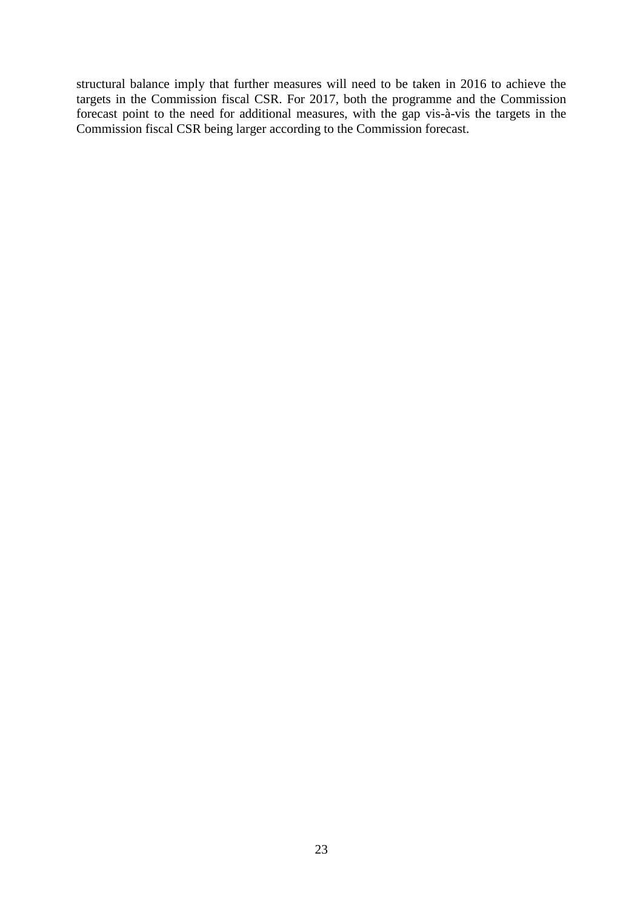structural balance imply that further measures will need to be taken in 2016 to achieve the targets in the Commission fiscal CSR. For 2017, both the programme and the Commission forecast point to the need for additional measures, with the gap vis-à-vis the targets in the Commission fiscal CSR being larger according to the Commission forecast.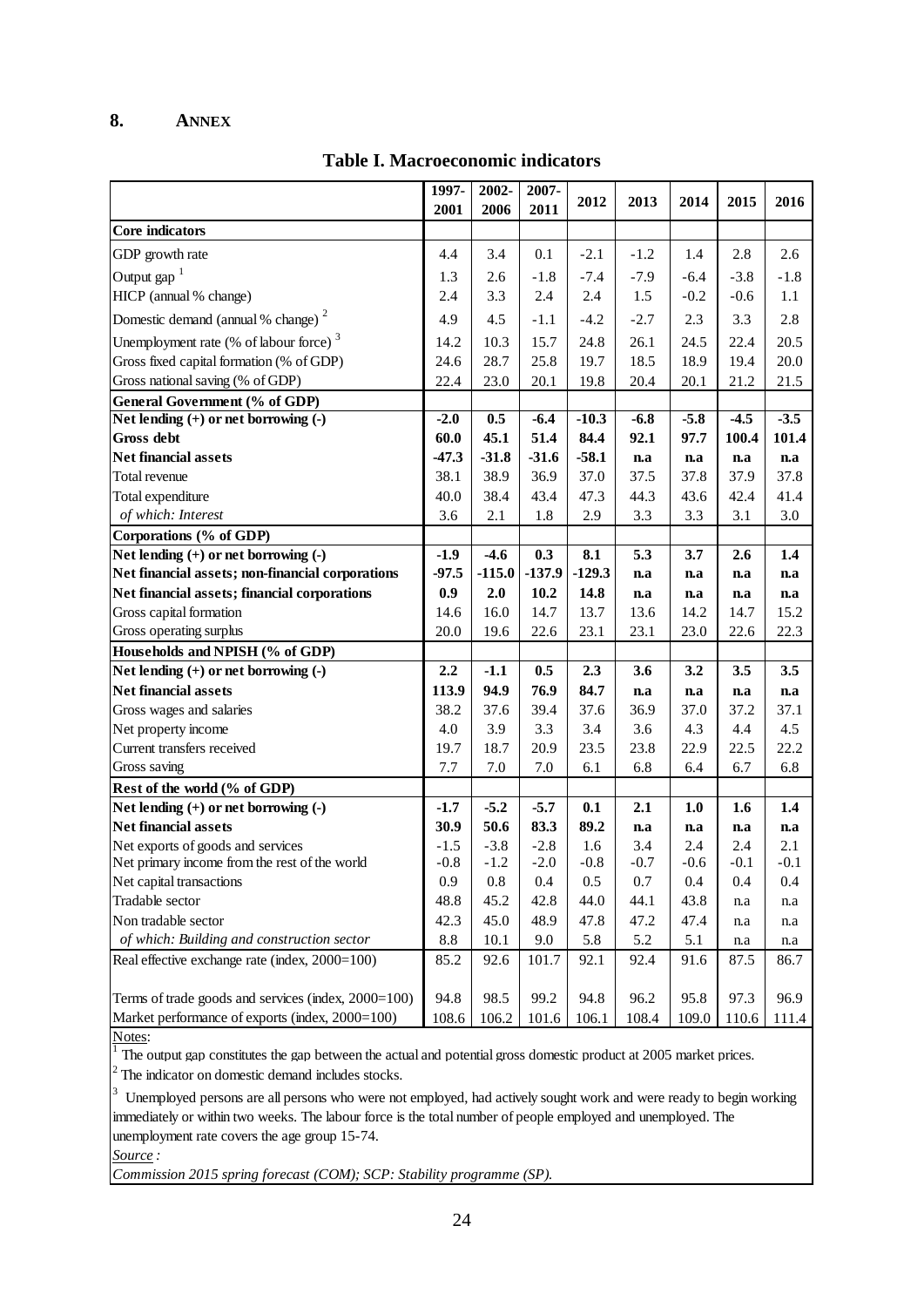## 8. ANNEX

**Table I. Macroeconomic indicators**

| | 1997-2001 | 2002-2006 | 2007-2011 | 2012 | 2013 | 2014 | 2015 | 2016 |
|---|---|---|---|---|---|---|---|---|
| **Core indicators** | | | | | | | | |
| GDP growth rate | 4.4 | 3.4 | 0.1 | -2.1 | -1.2 | 1.4 | 2.8 | 2.6 |
| Output gap [1] | 1.3 | 2.6 | -1.8 | -7.4 | -7.9 | -6.4 | -3.8 | -1.8 |
| HICP (annual % change) | 2.4 | 3.3 | 2.4 | 2.4 | 1.5 | -0.2 | -0.6 | 1.1 |
| Domestic demand (annual % change) [2] | 4.9 | 4.5 | -1.1 | -4.2 | -2.7 | 2.3 | 3.3 | 2.8 |
| Unemployment rate (% of labour force) [3] | 14.2 | 10.3 | 15.7 | 24.8 | 26.1 | 24.5 | 22.4 | 20.5 |
| Gross fixed capital formation (% of GDP) | 24.6 | 28.7 | 25.8 | 19.7 | 18.5 | 18.9 | 19.4 | 20.0 |
| Gross national saving (% of GDP) | 22.4 | 23.0 | 20.1 | 19.8 | 20.4 | 20.1 | 21.2 | 21.5 |
| **General Government (% of GDP)** | | | | | | | | |
| **Net lending (+) or net borrowing (-)** | **-2.0** | **0.5** | **-6.4** | **-10.3** | **-6.8** | **-5.8** | **-4.5** | **-3.5** |
| **Gross debt** | **60.0** | **45.1** | **51.4** | **84.4** | **92.1** | **97.7** | **100.4** | **101.4** |
| **Net financial assets** | **-47.3** | **-31.8** | **-31.6** | **-58.1** | **n.a** | **n.a** | **n.a** | **n.a** |
| Total revenue | 38.1 | 38.9 | 36.9 | 37.0 | 37.5 | 37.8 | 37.9 | 37.8 |
| Total expenditure | 40.0 | 38.4 | 43.4 | 47.3 | 44.3 | 43.6 | 42.4 | 41.4 |
| *of which: Interest* | 3.6 | 2.1 | 1.8 | 2.9 | 3.3 | 3.3 | 3.1 | 3.0 |
| **Corporations (% of GDP)** | | | | | | | | |
| **Net lending (+) or net borrowing (-)** | **-1.9** | **-4.6** | **0.3** | **8.1** | **5.3** | **3.7** | **2.6** | **1.4** |
| **Net financial assets; non-financial corporations** | **-97.5** | **-115.0** | **-137.9** | **-129.3** | **n.a** | **n.a** | **n.a** | **n.a** |
| **Net financial assets; financial corporations** | **0.9** | **2.0** | **10.2** | **14.8** | **n.a** | **n.a** | **n.a** | **n.a** |
| Gross capital formation | 14.6 | 16.0 | 14.7 | 13.7 | 13.6 | 14.2 | 14.7 | 15.2 |
| Gross operating surplus | 20.0 | 19.6 | 22.6 | 23.1 | 23.1 | 23.0 | 22.6 | 22.3 |
| **Households and NPISH (% of GDP)** | | | | | | | | |
| **Net lending (+) or net borrowing (-)** | **2.2** | **-1.1** | **0.5** | **2.3** | **3.6** | **3.2** | **3.5** | **3.5** |
| **Net financial assets** | **113.9** | **94.9** | **76.9** | **84.7** | **n.a** | **n.a** | **n.a** | **n.a** |
| Gross wages and salaries | 38.2 | 37.6 | 39.4 | 37.6 | 36.9 | 37.0 | 37.2 | 37.1 |
| Net property income | 4.0 | 3.9 | 3.3 | 3.4 | 3.6 | 4.3 | 4.4 | 4.5 |
| Current transfers received | 19.7 | 18.7 | 20.9 | 23.5 | 23.8 | 22.9 | 22.5 | 22.2 |
| Gross saving | 7.7 | 7.0 | 7.0 | 6.1 | 6.8 | 6.4 | 6.7 | 6.8 |
| **Rest of the world (% of GDP)** | | | | | | | | |
| **Net lending (+) or net borrowing (-)** | **-1.7** | **-5.2** | **-5.7** | **0.1** | **2.1** | **1.0** | **1.6** | **1.4** |
| **Net financial assets** | **30.9** | **50.6** | **83.3** | **89.2** | **n.a** | **n.a** | **n.a** | **n.a** |
| Net exports of goods and services | -1.5 | -3.8 | -2.8 | 1.6 | 3.4 | 2.4 | 2.4 | 2.1 |
| Net primary income from the rest of the world | -0.8 | -1.2 | -2.0 | -0.8 | -0.7 | -0.6 | -0.1 | -0.1 |
| Net capital transactions | 0.9 | 0.8 | 0.4 | 0.5 | 0.7 | 0.4 | 0.4 | 0.4 |
| Tradable sector | 48.8 | 45.2 | 42.8 | 44.0 | 44.1 | 43.8 | n.a | n.a |
| Non tradable sector | 42.3 | 45.0 | 48.9 | 47.8 | 47.2 | 47.4 | n.a | n.a |
| *of which: Building and construction sector* | 8.8 | 10.1 | 9.0 | 5.8 | 5.2 | 5.1 | n.a | n.a |
| Real effective exchange rate (index, 2000=100) | 85.2 | 92.6 | 101.7 | 92.1 | 92.4 | 91.6 | 87.5 | 86.7 |
| Terms of trade goods and services (index, 2000=100) | 94.8 | 98.5 | 99.2 | 94.8 | 96.2 | 95.8 | 97.3 | 96.9 |
| Market performance of exports (index, 2000=100) | 108.6 | 106.2 | 101.6 | 106.1 | 108.4 | 109.0 | 110.6 | 111.4 |

Notes:

[1] The output gap constitutes the gap between the actual and potential gross domestic product at 2005 market prices.

[2] The indicator on domestic demand includes stocks.

[3] Unemployed persons are all persons who were not employed, had actively sought work and were ready to begin working immediately or within two weeks. The labour force is the total number of people employed and unemployed. The unemployment rate covers the age group 15-74.

*Source :*

*Commission 2015 spring forecast (COM); SCP: Stability programme (SP).*